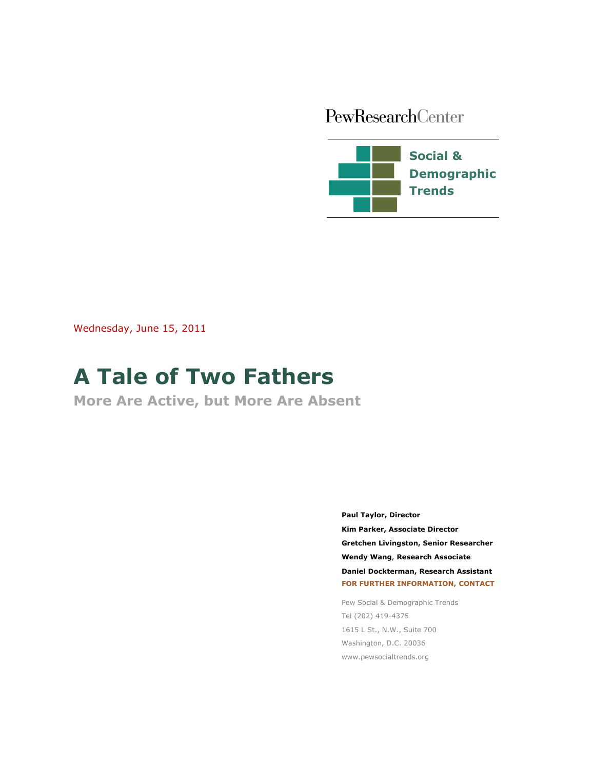PewResearchCenter

Social & Demographic Trends

Wednesday, June 15, 2011

# A Tale of Two Fathers

## More Are Active, but More Are Absent

**Paul Taylor, Director**

**Kim Parker, Associate Director**

**Gretchen Livingston, Senior Researcher**

**Wendy Wang, Research Associate**

**Daniel Dockterman, Research Assistant**

**FOR FURTHER INFORMATION, CONTACT**

Pew Social & Demographic Trends
Tel (202) 419-4375
1615 L St., N.W., Suite 700
Washington, D.C. 20036
www.pewsocialtrends.org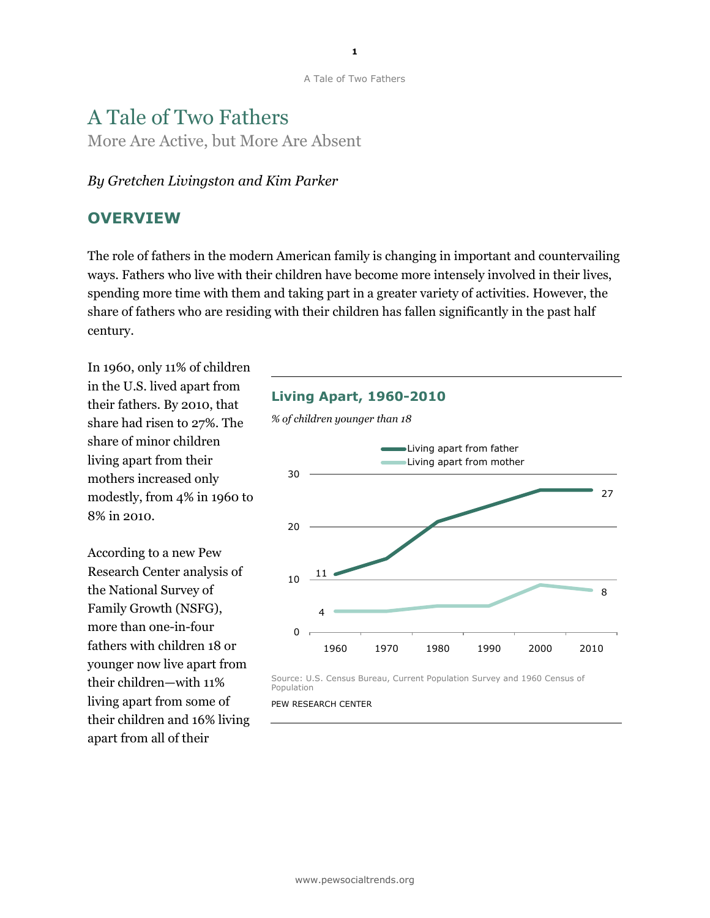# A Tale of Two Fathers

More Are Active, but More Are Absent

*By Gretchen Livingston and Kim Parker*

## OVERVIEW

The role of fathers in the modern American family is changing in important and countervailing ways. Fathers who live with their children have become more intensely involved in their lives, spending more time with them and taking part in a greater variety of activities. However, the share of fathers who are residing with their children has fallen significantly in the past half century.

In 1960, only 11% of children in the U.S. lived apart from their fathers. By 2010, that share had risen to 27%. The share of minor children living apart from their mothers increased only modestly, from 4% in 1960 to 8% in 2010.

According to a new Pew Research Center analysis of the National Survey of Family Growth (NSFG), more than one-in-four fathers with children 18 or younger now live apart from their children—with 11% living apart from some of their children and 16% living apart from all of their

**Living Apart, 1960-2010**

*% of children younger than 18*

| Year | Living apart from father | Living apart from mother |
|---|---|---|
| 1960 | 11 | 4 |
| 2010 | 27 | 8 |

Source: U.S. Census Bureau, Current Population Survey and 1960 Census of Population

PEW RESEARCH CENTER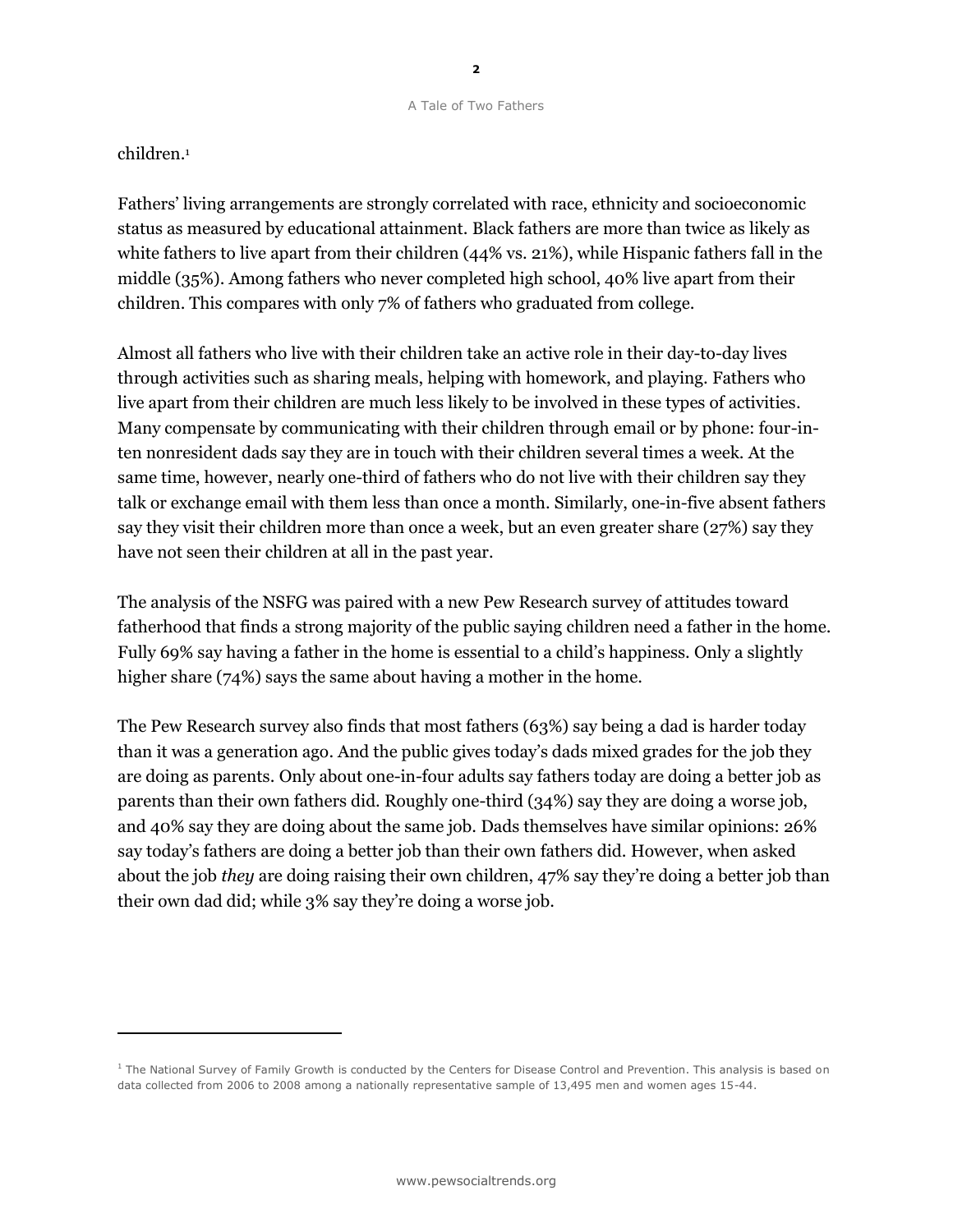children.[1]

Fathers' living arrangements are strongly correlated with race, ethnicity and socioeconomic status as measured by educational attainment. Black fathers are more than twice as likely as white fathers to live apart from their children (44% vs. 21%), while Hispanic fathers fall in the middle (35%). Among fathers who never completed high school, 40% live apart from their children. This compares with only 7% of fathers who graduated from college.

Almost all fathers who live with their children take an active role in their day-to-day lives through activities such as sharing meals, helping with homework, and playing. Fathers who live apart from their children are much less likely to be involved in these types of activities. Many compensate by communicating with their children through email or by phone: four-in-ten nonresident dads say they are in touch with their children several times a week. At the same time, however, nearly one-third of fathers who do not live with their children say they talk or exchange email with them less than once a month. Similarly, one-in-five absent fathers say they visit their children more than once a week, but an even greater share (27%) say they have not seen their children at all in the past year.

The analysis of the NSFG was paired with a new Pew Research survey of attitudes toward fatherhood that finds a strong majority of the public saying children need a father in the home. Fully 69% say having a father in the home is essential to a child's happiness. Only a slightly higher share (74%) says the same about having a mother in the home.

The Pew Research survey also finds that most fathers (63%) say being a dad is harder today than it was a generation ago. And the public gives today's dads mixed grades for the job they are doing as parents. Only about one-in-four adults say fathers today are doing a better job as parents than their own fathers did. Roughly one-third (34%) say they are doing a worse job, and 40% say they are doing about the same job. Dads themselves have similar opinions: 26% say today's fathers are doing a better job than their own fathers did. However, when asked about the job *they* are doing raising their own children, 47% say they're doing a better job than their own dad did; while 3% say they're doing a worse job.

---

[1] The National Survey of Family Growth is conducted by the Centers for Disease Control and Prevention. This analysis is based on data collected from 2006 to 2008 among a nationally representative sample of 13,495 men and women ages 15-44.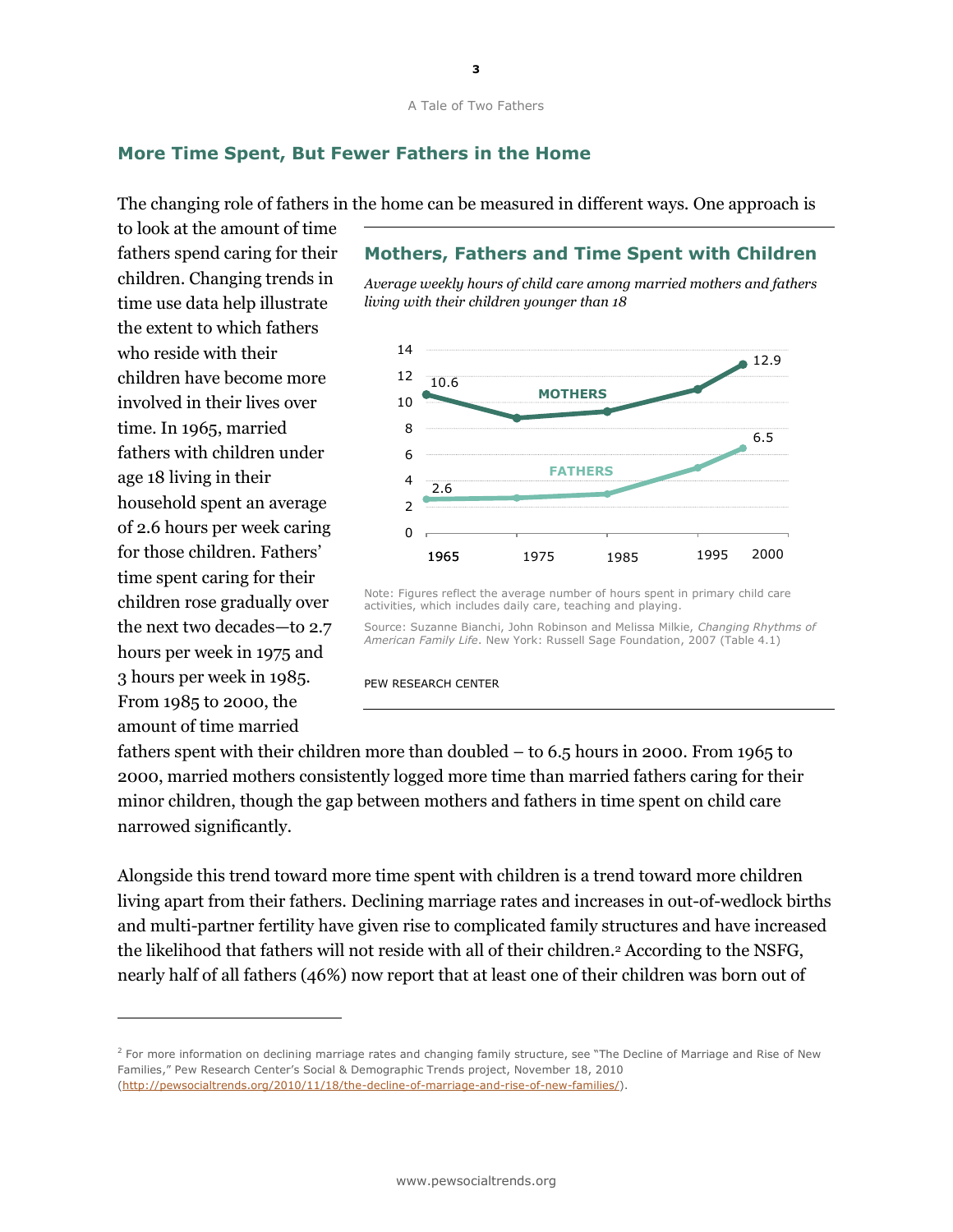## More Time Spent, But Fewer Fathers in the Home

The changing role of fathers in the home can be measured in different ways. One approach is to look at the amount of time fathers spend caring for their children. Changing trends in time use data help illustrate the extent to which fathers who reside with their children have become more involved in their lives over time. In 1965, married fathers with children under age 18 living in their household spent an average of 2.6 hours per week caring for those children. Fathers' time spent caring for their children rose gradually over the next two decades—to 2.7 hours per week in 1975 and 3 hours per week in 1985. From 1985 to 2000, the amount of time married fathers spent with their children more than doubled – to 6.5 hours in 2000. From 1965 to 2000, married mothers consistently logged more time than married fathers caring for their minor children, though the gap between mothers and fathers in time spent on child care narrowed significantly.

### Mothers, Fathers and Time Spent with Children

*Average weekly hours of child care among married mothers and fathers living with their children younger than 18*

| | 1965 | 1975 | 1985 | 1995 | 2000 |
|---|---|---|---|---|---|
| MOTHERS | 10.6 | | | | 12.9 |
| FATHERS | 2.6 | | | | 6.5 |

Note: Figures reflect the average number of hours spent in primary child care activities, which includes daily care, teaching and playing.

Source: Suzanne Bianchi, John Robinson and Melissa Milkie, *Changing Rhythms of American Family Life*. New York: Russell Sage Foundation, 2007 (Table 4.1)

PEW RESEARCH CENTER

Alongside this trend toward more time spent with children is a trend toward more children living apart from their fathers. Declining marriage rates and increases in out-of-wedlock births and multi-partner fertility have given rise to complicated family structures and have increased the likelihood that fathers will not reside with all of their children.[2] According to the NSFG, nearly half of all fathers (46%) now report that at least one of their children was born out of

[2] For more information on declining marriage rates and changing family structure, see "The Decline of Marriage and Rise of New Families," Pew Research Center's Social & Demographic Trends project, November 18, 2010 (http://pewsocialtrends.org/2010/11/18/the-decline-of-marriage-and-rise-of-new-families/).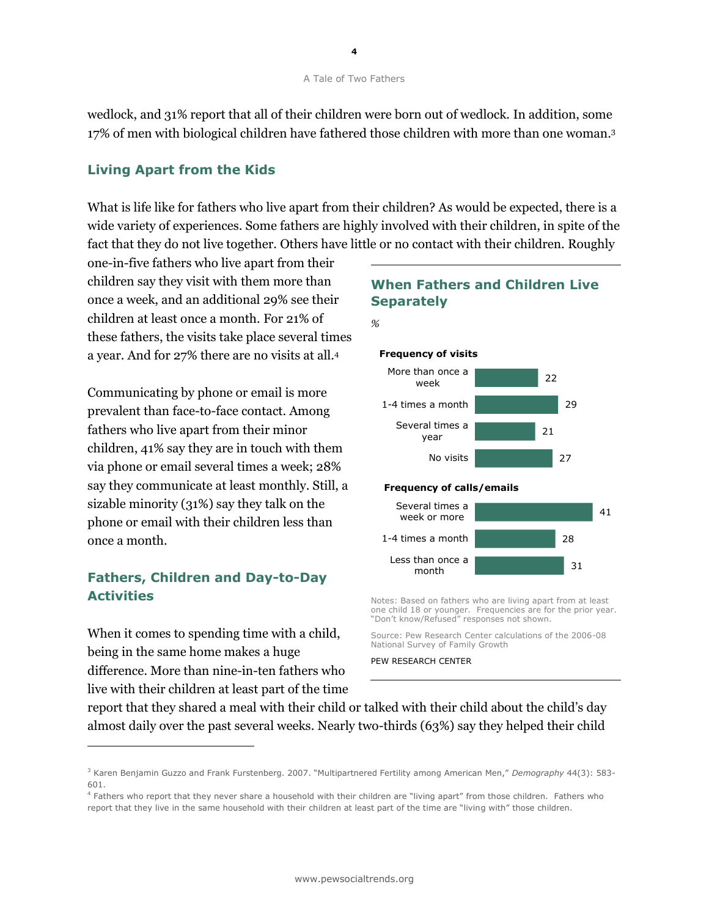wedlock, and 31% report that all of their children were born out of wedlock. In addition, some 17% of men with biological children have fathered those children with more than one woman.[3]

## Living Apart from the Kids

What is life like for fathers who live apart from their children? As would be expected, there is a wide variety of experiences. Some fathers are highly involved with their children, in spite of the fact that they do not live together. Others have little or no contact with their children. Roughly one-in-five fathers who live apart from their children say they visit with them more than once a week, and an additional 29% see their children at least once a month. For 21% of these fathers, the visits take place several times a year. And for 27% there are no visits at all.[4]

Communicating by phone or email is more prevalent than face-to-face contact. Among fathers who live apart from their minor children, 41% say they are in touch with them via phone or email several times a week; 28% say they communicate at least monthly. Still, a sizable minority (31%) say they talk on the phone or email with their children less than once a month.

### When Fathers and Children Live Separately

%

**Frequency of visits**

| | % |
|---|---|
| More than once a week | 22 |
| 1-4 times a month | 29 |
| Several times a year | 21 |
| No visits | 27 |

**Frequency of calls/emails**

| | % |
|---|---|
| Several times a week or more | 41 |
| 1-4 times a month | 28 |
| Less than once a month | 31 |

Notes: Based on fathers who are living apart from at least one child 18 or younger. Frequencies are for the prior year. "Don't know/Refused" responses not shown.

Source: Pew Research Center calculations of the 2006-08 National Survey of Family Growth

PEW RESEARCH CENTER

## Fathers, Children and Day-to-Day Activities

When it comes to spending time with a child, being in the same home makes a huge difference. More than nine-in-ten fathers who live with their children at least part of the time report that they shared a meal with their child or talked with their child about the child's day almost daily over the past several weeks. Nearly two-thirds (63%) say they helped their child

[3] Karen Benjamin Guzzo and Frank Furstenberg. 2007. "Multipartnered Fertility among American Men," *Demography* 44(3): 583-601.

[4] Fathers who report that they never share a household with their children are "living apart" from those children. Fathers who report that they live in the same household with their children at least part of the time are "living with" those children.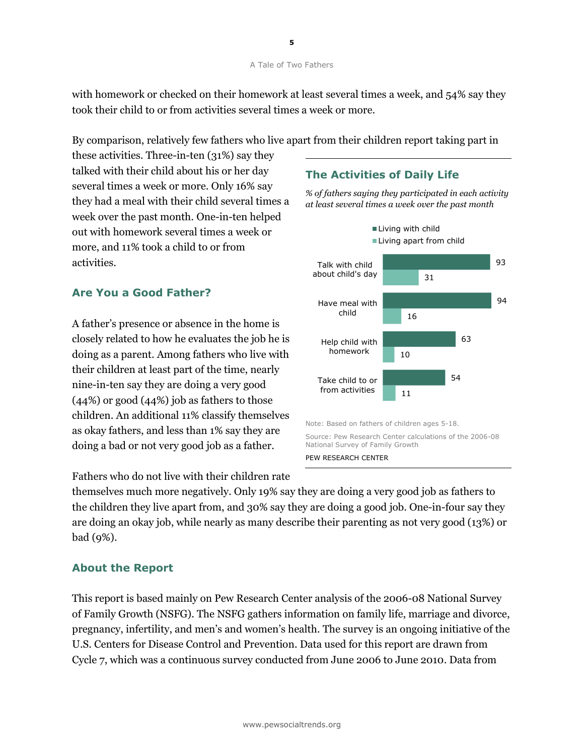with homework or checked on their homework at least several times a week, and 54% say they took their child to or from activities several times a week or more.

By comparison, relatively few fathers who live apart from their children report taking part in these activities. Three-in-ten (31%) say they talked with their child about his or her day several times a week or more. Only 16% say they had a meal with their child several times a week over the past month. One-in-ten helped out with homework several times a week or more, and 11% took a child to or from activities.

### The Activities of Daily Life

*% of fathers saying they participated in each activity at least several times a week over the past month*

| | Living with child | Living apart from child |
|---|---|---|
| Talk with child about child's day | 93 | 31 |
| Have meal with child | 94 | 16 |
| Help child with homework | 63 | 10 |
| Take child to or from activities | 54 | 11 |

Note: Based on fathers of children ages 5-18.

Source: Pew Research Center calculations of the 2006-08 National Survey of Family Growth

PEW RESEARCH CENTER

## Are You a Good Father?

A father's presence or absence in the home is closely related to how he evaluates the job he is doing as a parent. Among fathers who live with their children at least part of the time, nearly nine-in-ten say they are doing a very good (44%) or good (44%) job as fathers to those children. An additional 11% classify themselves as okay fathers, and less than 1% say they are doing a bad or not very good job as a father.

Fathers who do not live with their children rate themselves much more negatively. Only 19% say they are doing a very good job as fathers to the children they live apart from, and 30% say they are doing a good job. One-in-four say they are doing an okay job, while nearly as many describe their parenting as not very good (13%) or bad (9%).

## About the Report

This report is based mainly on Pew Research Center analysis of the 2006-08 National Survey of Family Growth (NSFG). The NSFG gathers information on family life, marriage and divorce, pregnancy, infertility, and men's and women's health. The survey is an ongoing initiative of the U.S. Centers for Disease Control and Prevention. Data used for this report are drawn from Cycle 7, which was a continuous survey conducted from June 2006 to June 2010. Data from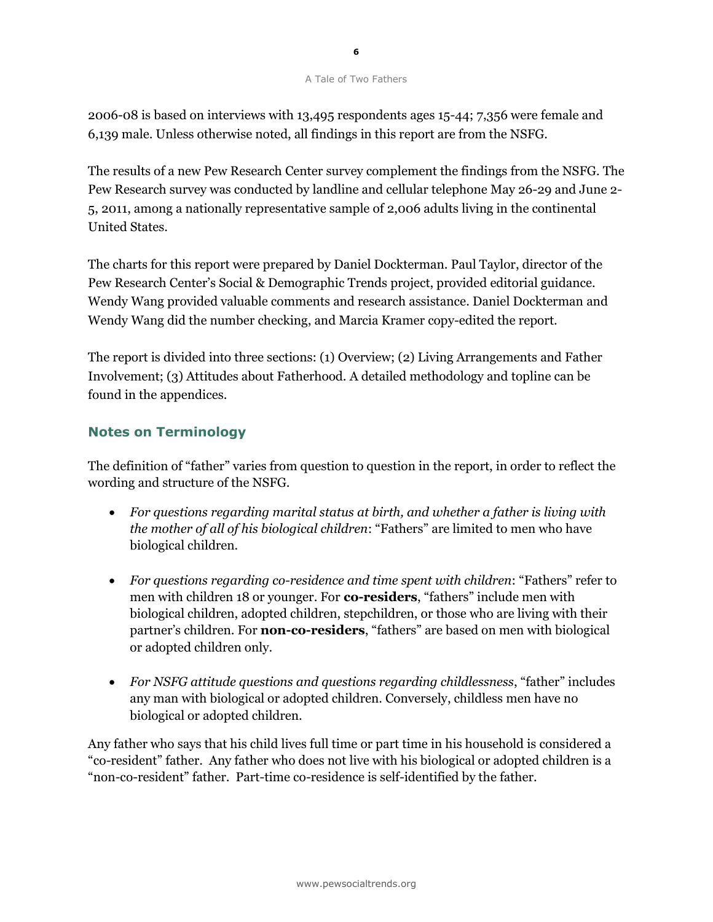2006-08 is based on interviews with 13,495 respondents ages 15-44; 7,356 were female and 6,139 male. Unless otherwise noted, all findings in this report are from the NSFG.

The results of a new Pew Research Center survey complement the findings from the NSFG. The Pew Research survey was conducted by landline and cellular telephone May 26-29 and June 2-5, 2011, among a nationally representative sample of 2,006 adults living in the continental United States.

The charts for this report were prepared by Daniel Dockterman. Paul Taylor, director of the Pew Research Center's Social & Demographic Trends project, provided editorial guidance. Wendy Wang provided valuable comments and research assistance. Daniel Dockterman and Wendy Wang did the number checking, and Marcia Kramer copy-edited the report.

The report is divided into three sections: (1) Overview; (2) Living Arrangements and Father Involvement; (3) Attitudes about Fatherhood. A detailed methodology and topline can be found in the appendices.

## Notes on Terminology

The definition of "father" varies from question to question in the report, in order to reflect the wording and structure of the NSFG.

- *For questions regarding marital status at birth, and whether a father is living with the mother of all of his biological children*: "Fathers" are limited to men who have biological children.

- *For questions regarding co-residence and time spent with children*: "Fathers" refer to men with children 18 or younger. For **co-residers**, "fathers" include men with biological children, adopted children, stepchildren, or those who are living with their partner's children. For **non-co-residers**, "fathers" are based on men with biological or adopted children only.

- *For NSFG attitude questions and questions regarding childlessness*, "father" includes any man with biological or adopted children. Conversely, childless men have no biological or adopted children.

Any father who says that his child lives full time or part time in his household is considered a "co-resident" father. Any father who does not live with his biological or adopted children is a "non-co-resident" father. Part-time co-residence is self-identified by the father.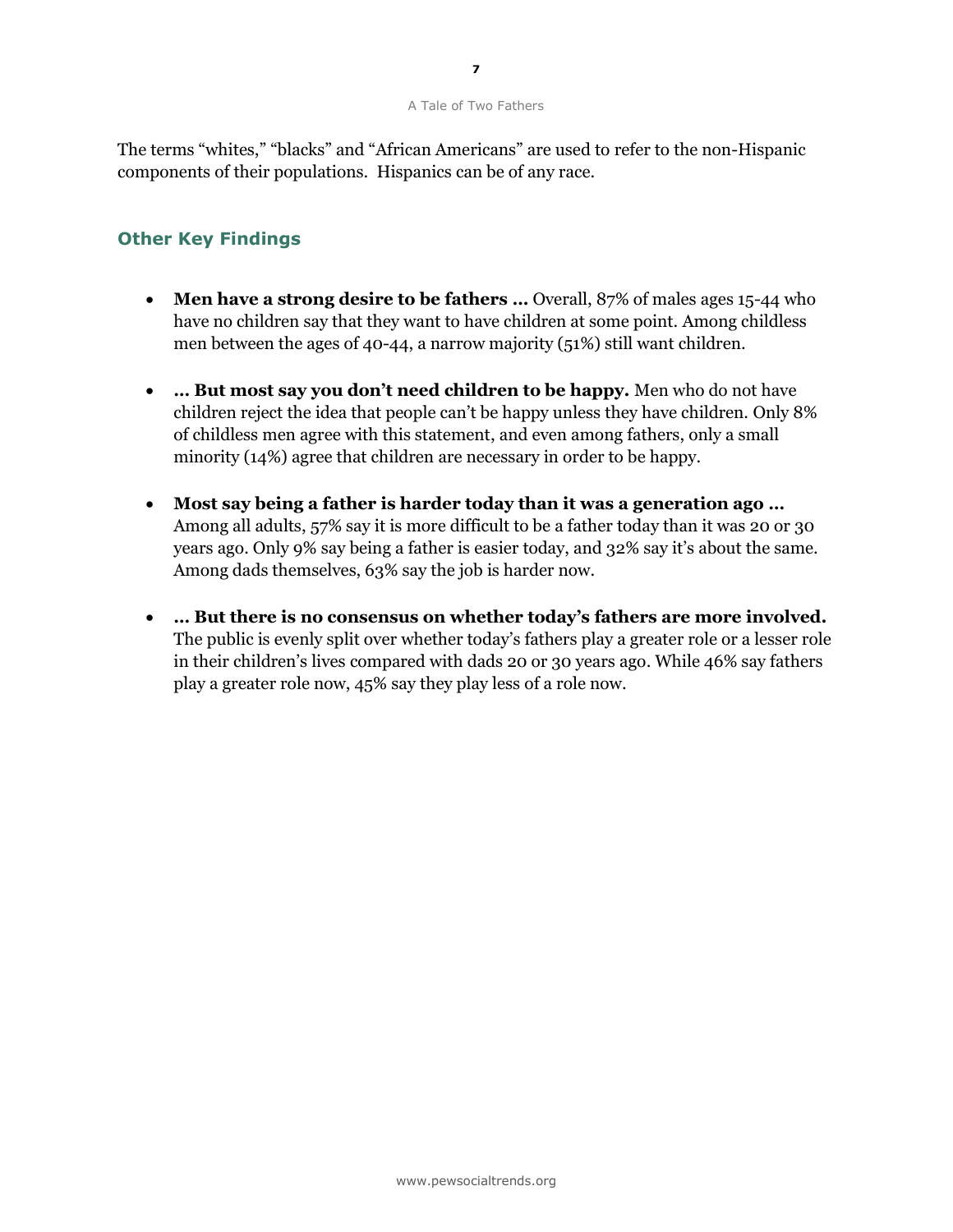The terms "whites," "blacks" and "African Americans" are used to refer to the non-Hispanic components of their populations. Hispanics can be of any race.

## Other Key Findings

- **Men have a strong desire to be fathers …** Overall, 87% of males ages 15-44 who have no children say that they want to have children at some point. Among childless men between the ages of 40-44, a narrow majority (51%) still want children.

- **… But most say you don't need children to be happy.** Men who do not have children reject the idea that people can't be happy unless they have children. Only 8% of childless men agree with this statement, and even among fathers, only a small minority (14%) agree that children are necessary in order to be happy.

- **Most say being a father is harder today than it was a generation ago …** Among all adults, 57% say it is more difficult to be a father today than it was 20 or 30 years ago. Only 9% say being a father is easier today, and 32% say it's about the same. Among dads themselves, 63% say the job is harder now.

- **… But there is no consensus on whether today's fathers are more involved.** The public is evenly split over whether today's fathers play a greater role or a lesser role in their children's lives compared with dads 20 or 30 years ago. While 46% say fathers play a greater role now, 45% say they play less of a role now.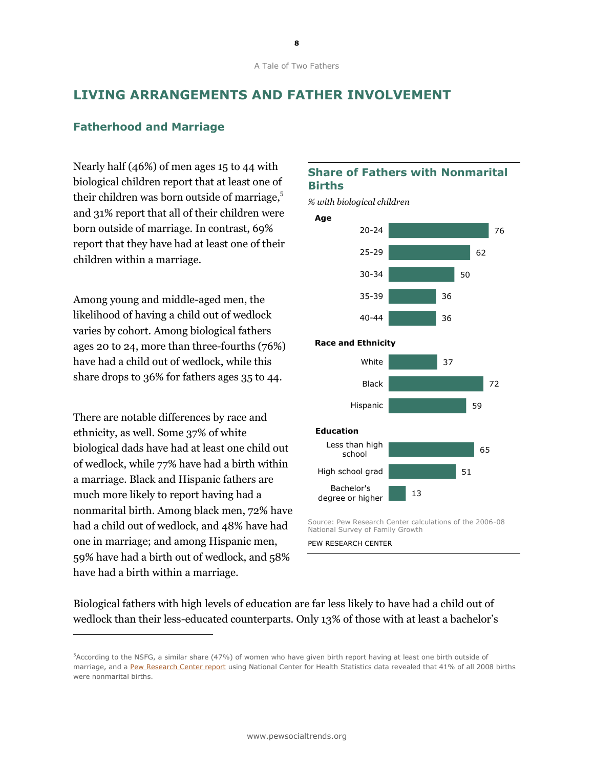# LIVING ARRANGEMENTS AND FATHER INVOLVEMENT

## Fatherhood and Marriage

Nearly half (46%) of men ages 15 to 44 with biological children report that at least one of their children was born outside of marriage,[5] and 31% report that all of their children were born outside of marriage. In contrast, 69% report that they have had at least one of their children within a marriage.

Among young and middle-aged men, the likelihood of having a child out of wedlock varies by cohort. Among biological fathers ages 20 to 24, more than three-fourths (76%) have had a child out of wedlock, while this share drops to 36% for fathers ages 35 to 44.

There are notable differences by race and ethnicity, as well. Some 37% of white biological dads have had at least one child out of wedlock, while 77% have had a birth within a marriage. Black and Hispanic fathers are much more likely to report having had a nonmarital birth. Among black men, 72% have had a child out of wedlock, and 48% have had one in marriage; and among Hispanic men, 59% have had a birth out of wedlock, and 58% have had a birth within a marriage.

### Share of Fathers with Nonmarital Births

*% with biological children*

| | % |
|---|---|
| **Age** | |
| 20-24 | 76 |
| 25-29 | 62 |
| 30-34 | 50 |
| 35-39 | 36 |
| 40-44 | 36 |
| **Race and Ethnicity** | |
| White | 37 |
| Black | 72 |
| Hispanic | 59 |
| **Education** | |
| Less than high school | 65 |
| High school grad | 51 |
| Bachelor's degree or higher | 13 |

Source: Pew Research Center calculations of the 2006-08 National Survey of Family Growth

PEW RESEARCH CENTER

Biological fathers with high levels of education are far less likely to have had a child out of wedlock than their less-educated counterparts. Only 13% of those with at least a bachelor's

[5] According to the NSFG, a similar share (47%) of women who have given birth report having at least one birth outside of marriage, and a Pew Research Center report using National Center for Health Statistics data revealed that 41% of all 2008 births were nonmarital births.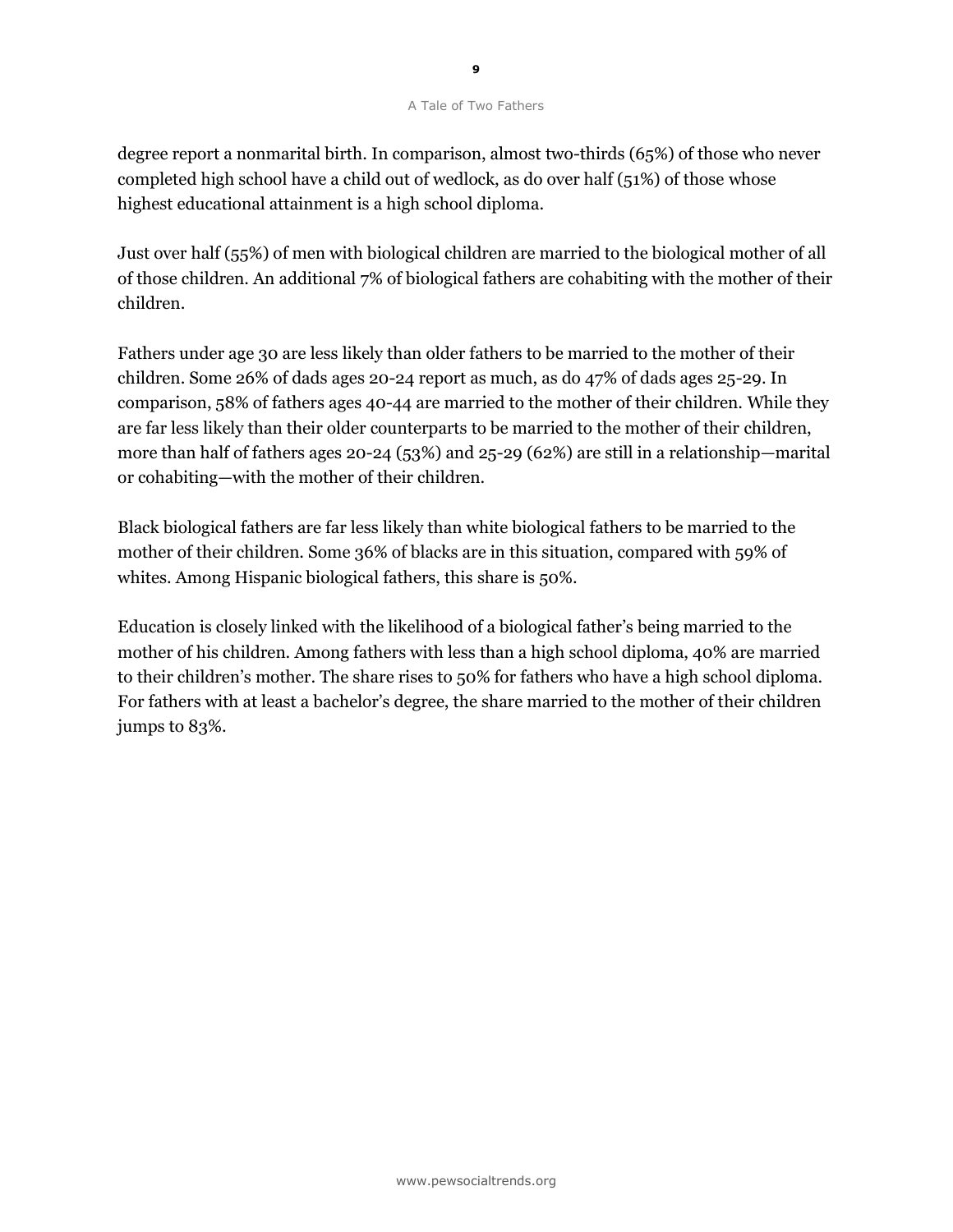degree report a nonmarital birth. In comparison, almost two-thirds (65%) of those who never completed high school have a child out of wedlock, as do over half (51%) of those whose highest educational attainment is a high school diploma.

Just over half (55%) of men with biological children are married to the biological mother of all of those children. An additional 7% of biological fathers are cohabiting with the mother of their children.

Fathers under age 30 are less likely than older fathers to be married to the mother of their children. Some 26% of dads ages 20-24 report as much, as do 47% of dads ages 25-29. In comparison, 58% of fathers ages 40-44 are married to the mother of their children. While they are far less likely than their older counterparts to be married to the mother of their children, more than half of fathers ages 20-24 (53%) and 25-29 (62%) are still in a relationship—marital or cohabiting—with the mother of their children.

Black biological fathers are far less likely than white biological fathers to be married to the mother of their children. Some 36% of blacks are in this situation, compared with 59% of whites. Among Hispanic biological fathers, this share is 50%.

Education is closely linked with the likelihood of a biological father's being married to the mother of his children. Among fathers with less than a high school diploma, 40% are married to their children's mother. The share rises to 50% for fathers who have a high school diploma. For fathers with at least a bachelor's degree, the share married to the mother of their children jumps to 83%.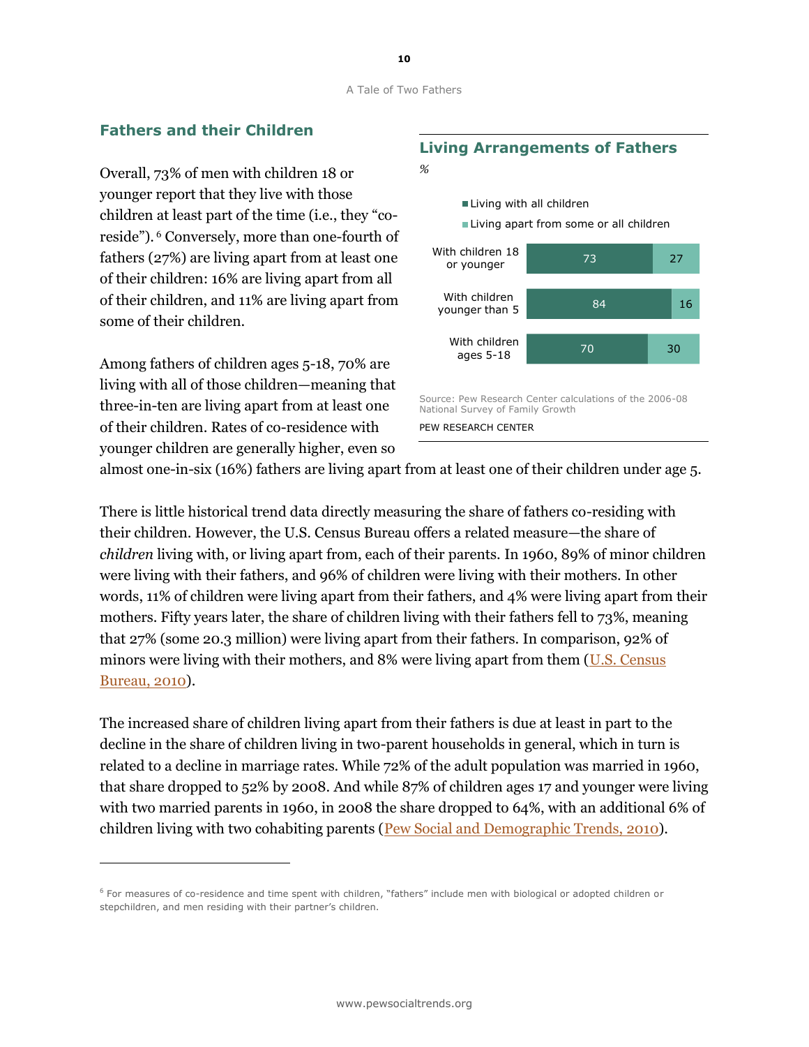## Fathers and their Children

Overall, 73% of men with children 18 or younger report that they live with those children at least part of the time (i.e., they "co-reside").[6] Conversely, more than one-fourth of fathers (27%) are living apart from at least one of their children: 16% are living apart from all of their children, and 11% are living apart from some of their children.

### Living Arrangements of Fathers

%

| | Living with all children | Living apart from some or all children |
|---|---|---|
| With children 18 or younger | 73 | 27 |
| With children younger than 5 | 84 | 16 |
| With children ages 5-18 | 70 | 30 |

Source: Pew Research Center calculations of the 2006-08 National Survey of Family Growth

PEW RESEARCH CENTER

Among fathers of children ages 5-18, 70% are living with all of those children—meaning that three-in-ten are living apart from at least one of their children. Rates of co-residence with younger children are generally higher, even so almost one-in-six (16%) fathers are living apart from at least one of their children under age 5.

There is little historical trend data directly measuring the share of fathers co-residing with their children. However, the U.S. Census Bureau offers a related measure—the share of *children* living with, or living apart from, each of their parents. In 1960, 89% of minor children were living with their fathers, and 96% of children were living with their mothers. In other words, 11% of children were living apart from their fathers, and 4% were living apart from their mothers. Fifty years later, the share of children living with their fathers fell to 73%, meaning that 27% (some 20.3 million) were living apart from their fathers. In comparison, 92% of minors were living with their mothers, and 8% were living apart from them (U.S. Census Bureau, 2010).

The increased share of children living apart from their fathers is due at least in part to the decline in the share of children living in two-parent households in general, which in turn is related to a decline in marriage rates. While 72% of the adult population was married in 1960, that share dropped to 52% by 2008. And while 87% of children ages 17 and younger were living with two married parents in 1960, in 2008 the share dropped to 64%, with an additional 6% of children living with two cohabiting parents (Pew Social and Demographic Trends, 2010).

---

[6] For measures of co-residence and time spent with children, "fathers" include men with biological or adopted children or stepchildren, and men residing with their partner's children.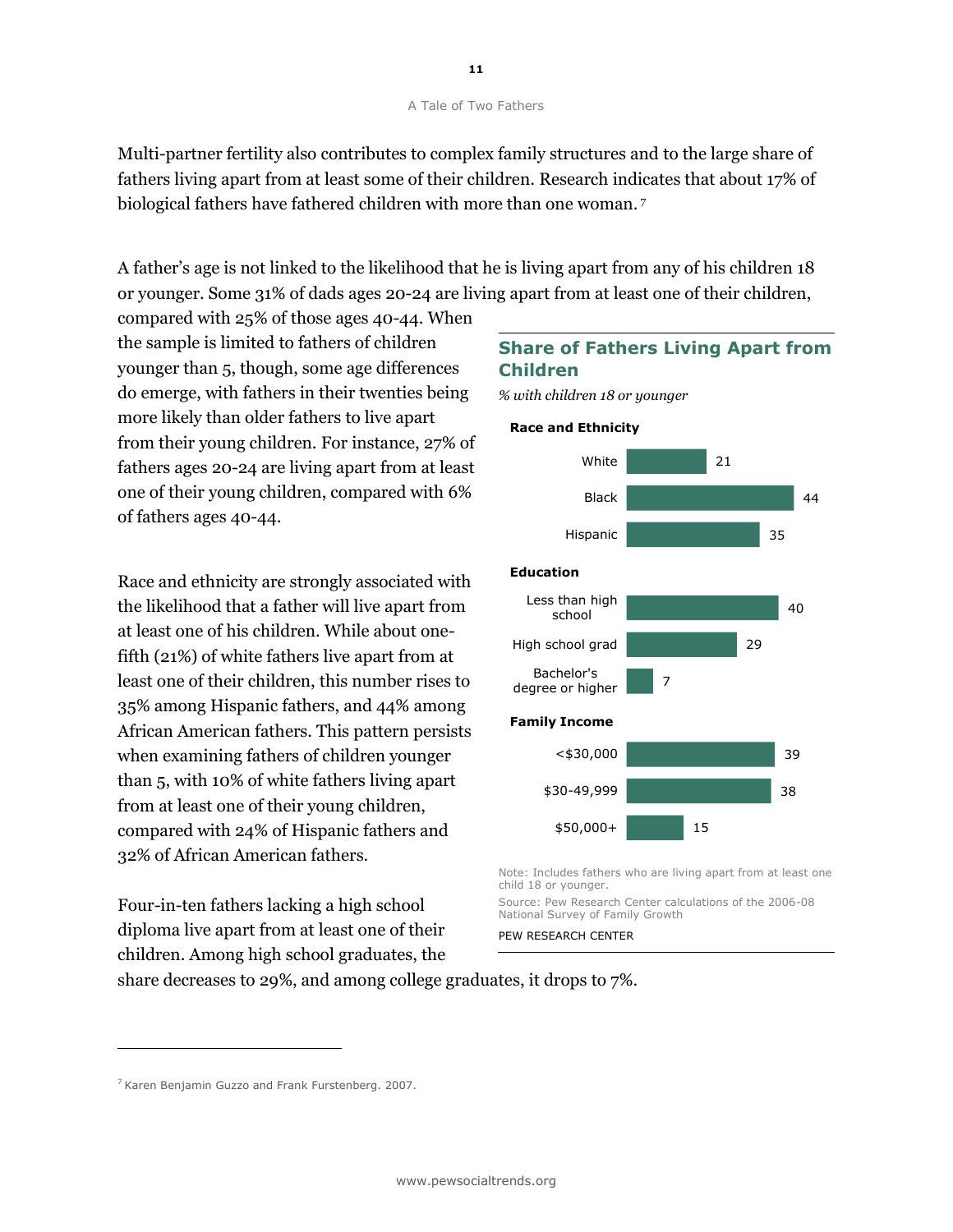Multi-partner fertility also contributes to complex family structures and to the large share of fathers living apart from at least some of their children. Research indicates that about 17% of biological fathers have fathered children with more than one woman.[7]

A father's age is not linked to the likelihood that he is living apart from any of his children 18 or younger. Some 31% of dads ages 20-24 are living apart from at least one of their children, compared with 25% of those ages 40-44. When the sample is limited to fathers of children younger than 5, though, some age differences do emerge, with fathers in their twenties being more likely than older fathers to live apart from their young children. For instance, 27% of fathers ages 20-24 are living apart from at least one of their young children, compared with 6% of fathers ages 40-44.

Race and ethnicity are strongly associated with the likelihood that a father will live apart from at least one of his children. While about one-fifth (21%) of white fathers live apart from at least one of their children, this number rises to 35% among Hispanic fathers, and 44% among African American fathers. This pattern persists when examining fathers of children younger than 5, with 10% of white fathers living apart from at least one of their young children, compared with 24% of Hispanic fathers and 32% of African American fathers.

Four-in-ten fathers lacking a high school diploma live apart from at least one of their children. Among high school graduates, the share decreases to 29%, and among college graduates, it drops to 7%.

### Share of Fathers Living Apart from Children

*% with children 18 or younger*

| | % |
|---|---|
| **Race and Ethnicity** | |
| White | 21 |
| Black | 44 |
| Hispanic | 35 |
| **Education** | |
| Less than high school | 40 |
| High school grad | 29 |
| Bachelor's degree or higher | 7 |
| **Family Income** | |
| <$30,000 | 39 |
| $30-49,999 | 38 |
| $50,000+ | 15 |

Note: Includes fathers who are living apart from at least one child 18 or younger.

Source: Pew Research Center calculations of the 2006-08 National Survey of Family Growth

PEW RESEARCH CENTER

---

[7] Karen Benjamin Guzzo and Frank Furstenberg. 2007.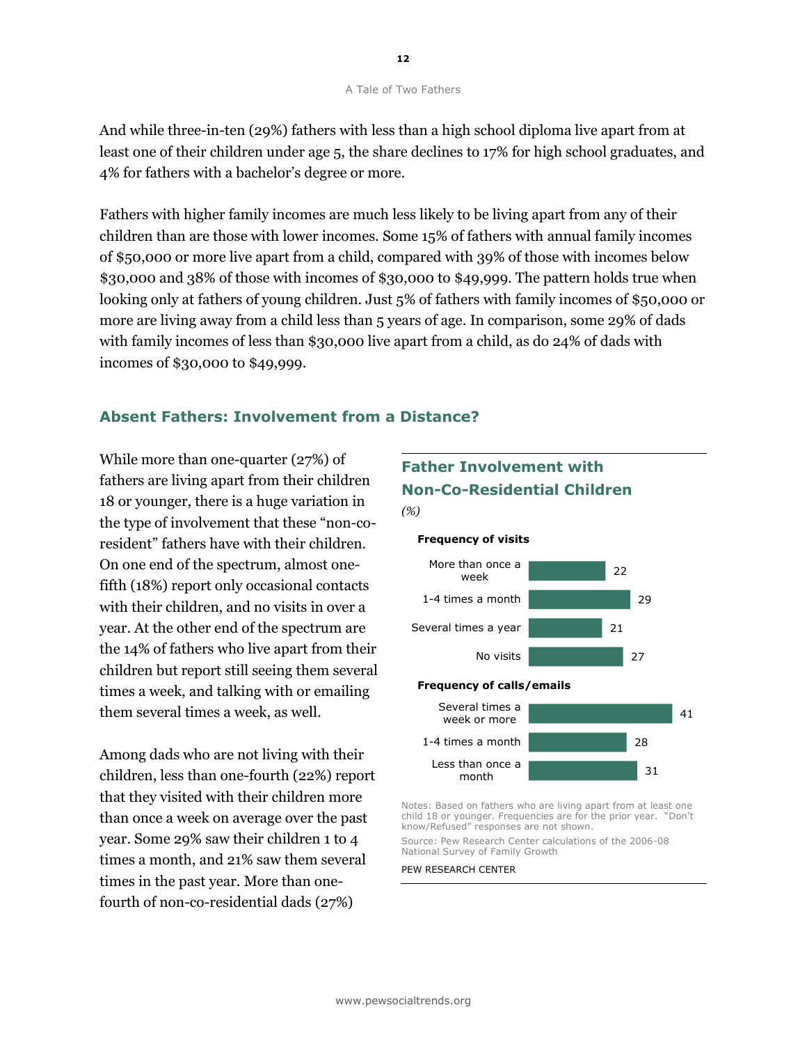And while three-in-ten (29%) fathers with less than a high school diploma live apart from at least one of their children under age 5, the share declines to 17% for high school graduates, and 4% for fathers with a bachelor's degree or more.

Fathers with higher family incomes are much less likely to be living apart from any of their children than are those with lower incomes. Some 15% of fathers with annual family incomes of $50,000 or more live apart from a child, compared with 39% of those with incomes below $30,000 and 38% of those with incomes of $30,000 to $49,999. The pattern holds true when looking only at fathers of young children. Just 5% of fathers with family incomes of $50,000 or more are living away from a child less than 5 years of age. In comparison, some 29% of dads with family incomes of less than $30,000 live apart from a child, as do 24% of dads with incomes of $30,000 to $49,999.

## Absent Fathers: Involvement from a Distance?

While more than one-quarter (27%) of fathers are living apart from their children 18 or younger, there is a huge variation in the type of involvement that these "non-co-resident" fathers have with their children. On one end of the spectrum, almost one-fifth (18%) report only occasional contacts with their children, and no visits in over a year. At the other end of the spectrum are the 14% of fathers who live apart from their children but report still seeing them several times a week, and talking with or emailing them several times a week, as well.

Among dads who are not living with their children, less than one-fourth (22%) report that they visited with their children more than once a week on average over the past year. Some 29% saw their children 1 to 4 times a month, and 21% saw them several times in the past year. More than one-fourth of non-co-residential dads (27%)

### Father Involvement with Non-Co-Residential Children

*(%)*

**Frequency of visits**

| | % |
|---|---|
| More than once a week | 22 |
| 1-4 times a month | 29 |
| Several times a year | 21 |
| No visits | 27 |

**Frequency of calls/emails**

| | % |
|---|---|
| Several times a week or more | 41 |
| 1-4 times a month | 28 |
| Less than once a month | 31 |

Notes: Based on fathers who are living apart from at least one child 18 or younger. Frequencies are for the prior year. "Don't know/Refused" responses are not shown.

Source: Pew Research Center calculations of the 2006-08 National Survey of Family Growth

PEW RESEARCH CENTER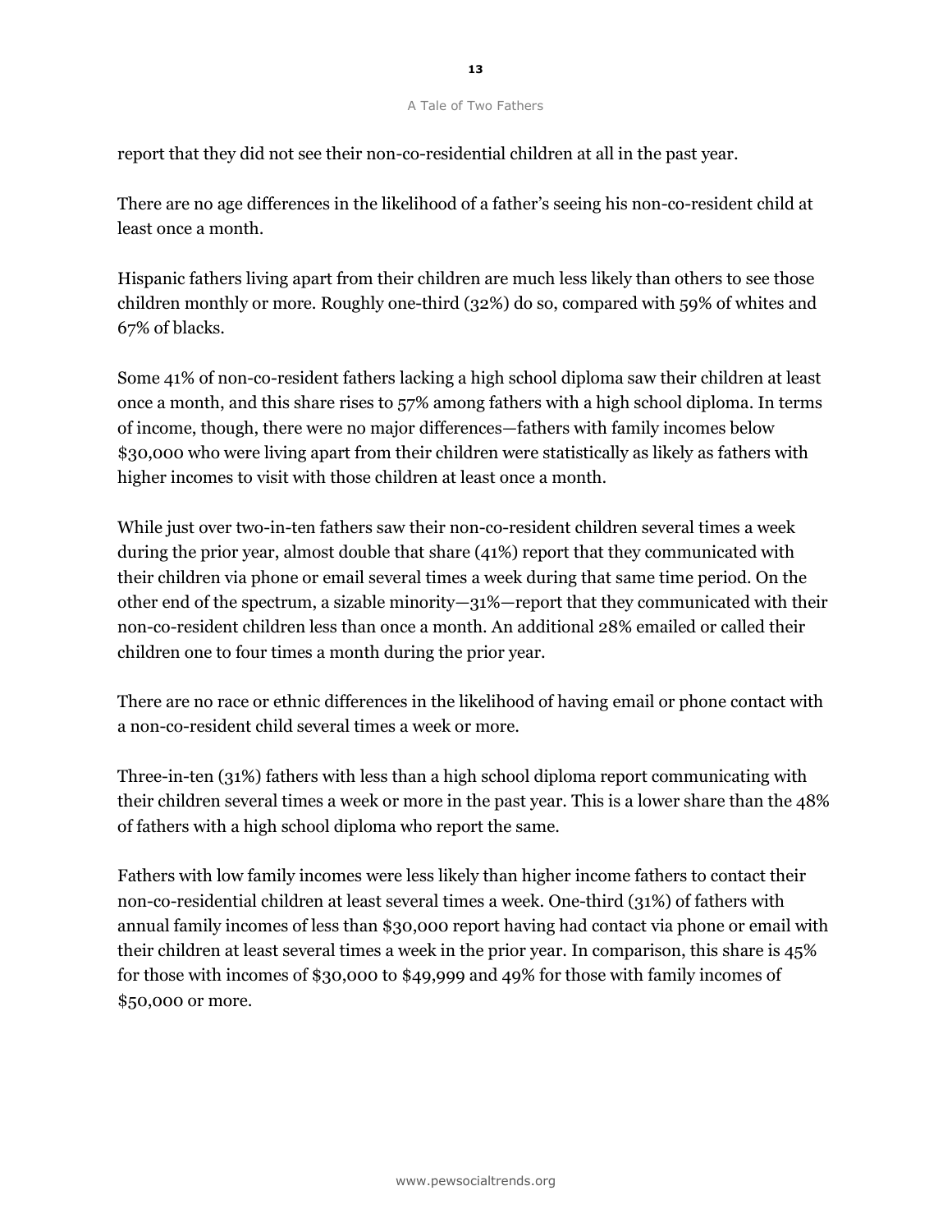report that they did not see their non-co-residential children at all in the past year.

There are no age differences in the likelihood of a father's seeing his non-co-resident child at least once a month.

Hispanic fathers living apart from their children are much less likely than others to see those children monthly or more. Roughly one-third (32%) do so, compared with 59% of whites and 67% of blacks.

Some 41% of non-co-resident fathers lacking a high school diploma saw their children at least once a month, and this share rises to 57% among fathers with a high school diploma. In terms of income, though, there were no major differences—fathers with family incomes below $30,000 who were living apart from their children were statistically as likely as fathers with higher incomes to visit with those children at least once a month.

While just over two-in-ten fathers saw their non-co-resident children several times a week during the prior year, almost double that share (41%) report that they communicated with their children via phone or email several times a week during that same time period. On the other end of the spectrum, a sizable minority—31%—report that they communicated with their non-co-resident children less than once a month. An additional 28% emailed or called their children one to four times a month during the prior year.

There are no race or ethnic differences in the likelihood of having email or phone contact with a non-co-resident child several times a week or more.

Three-in-ten (31%) fathers with less than a high school diploma report communicating with their children several times a week or more in the past year. This is a lower share than the 48% of fathers with a high school diploma who report the same.

Fathers with low family incomes were less likely than higher income fathers to contact their non-co-residential children at least several times a week. One-third (31%) of fathers with annual family incomes of less than $30,000 report having had contact via phone or email with their children at least several times a week in the prior year. In comparison, this share is 45% for those with incomes of $30,000 to $49,999 and 49% for those with family incomes of $50,000 or more.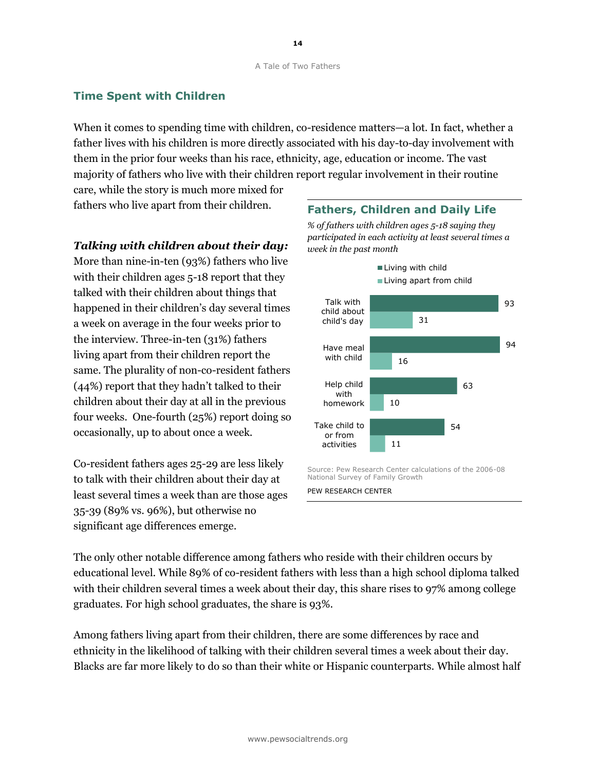## Time Spent with Children

When it comes to spending time with children, co-residence matters—a lot. In fact, whether a father lives with his children is more directly associated with his day-to-day involvement with them in the prior four weeks than his race, ethnicity, age, education or income. The vast majority of fathers who live with their children report regular involvement in their routine care, while the story is much more mixed for fathers who live apart from their children.

***Talking with children about their day:*** More than nine-in-ten (93%) fathers who live with their children ages 5-18 report that they talked with their children about things that happened in their children's day several times a week on average in the four weeks prior to the interview. Three-in-ten (31%) fathers living apart from their children report the same. The plurality of non-co-resident fathers (44%) report that they hadn't talked to their children about their day at all in the previous four weeks. One-fourth (25%) report doing so occasionally, up to about once a week.

Co-resident fathers ages 25-29 are less likely to talk with their children about their day at least several times a week than are those ages 35-39 (89% vs. 96%), but otherwise no significant age differences emerge.

### Fathers, Children and Daily Life

*% of fathers with children ages 5-18 saying they participated in each activity at least several times a week in the past month*

| | Living with child | Living apart from child |
|---|---|---|
| Talk with child about child's day | 93 | 31 |
| Have meal with child | 94 | 16 |
| Help child with homework | 63 | 10 |
| Take child to or from activities | 54 | 11 |

Source: Pew Research Center calculations of the 2006-08 National Survey of Family Growth

PEW RESEARCH CENTER

The only other notable difference among fathers who reside with their children occurs by educational level. While 89% of co-resident fathers with less than a high school diploma talked with their children several times a week about their day, this share rises to 97% among college graduates. For high school graduates, the share is 93%.

Among fathers living apart from their children, there are some differences by race and ethnicity in the likelihood of talking with their children several times a week about their day. Blacks are far more likely to do so than their white or Hispanic counterparts. While almost half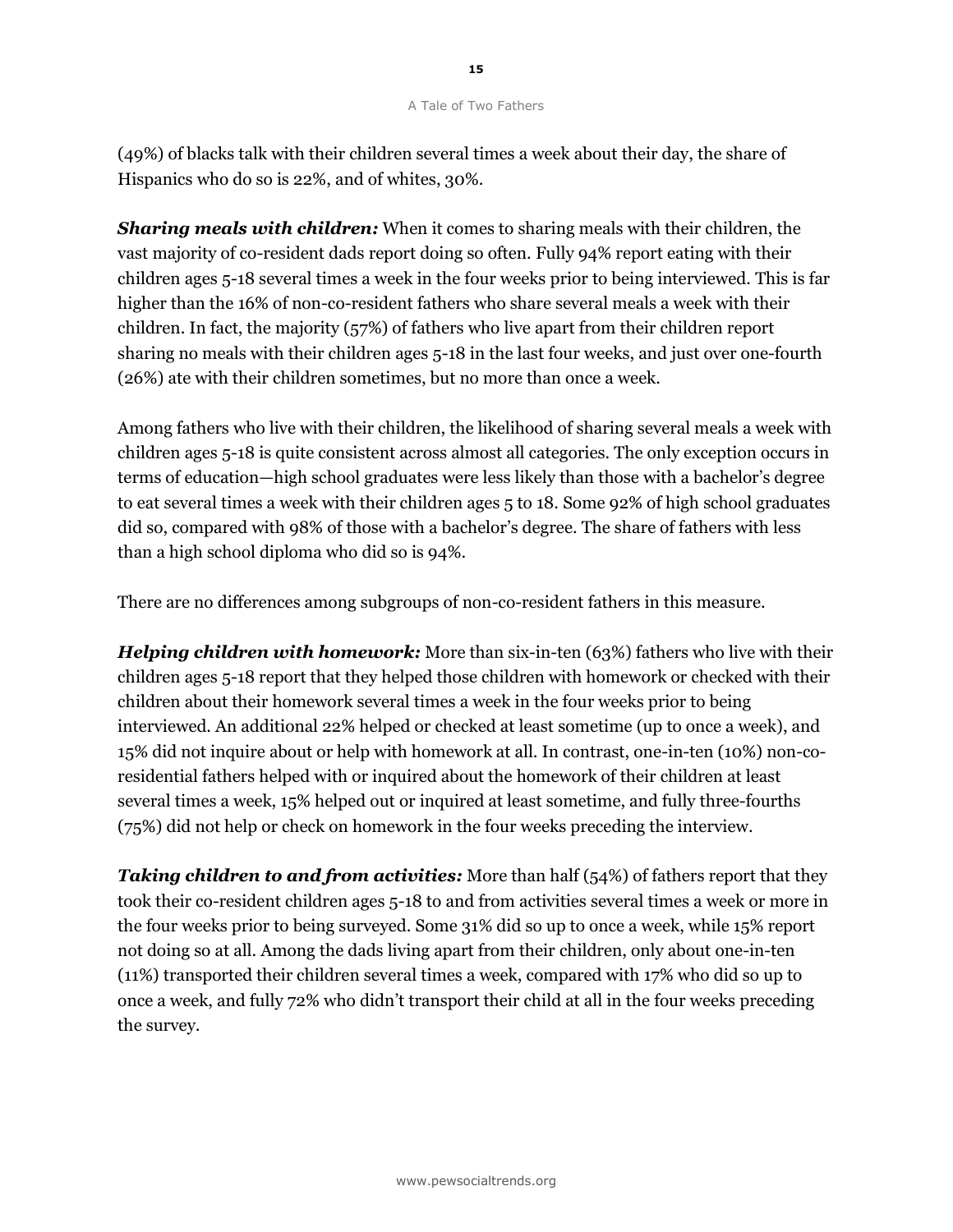(49%) of blacks talk with their children several times a week about their day, the share of Hispanics who do so is 22%, and of whites, 30%.

***Sharing meals with children:*** When it comes to sharing meals with their children, the vast majority of co-resident dads report doing so often. Fully 94% report eating with their children ages 5-18 several times a week in the four weeks prior to being interviewed. This is far higher than the 16% of non-co-resident fathers who share several meals a week with their children. In fact, the majority (57%) of fathers who live apart from their children report sharing no meals with their children ages 5-18 in the last four weeks, and just over one-fourth (26%) ate with their children sometimes, but no more than once a week.

Among fathers who live with their children, the likelihood of sharing several meals a week with children ages 5-18 is quite consistent across almost all categories. The only exception occurs in terms of education—high school graduates were less likely than those with a bachelor's degree to eat several times a week with their children ages 5 to 18. Some 92% of high school graduates did so, compared with 98% of those with a bachelor's degree. The share of fathers with less than a high school diploma who did so is 94%.

There are no differences among subgroups of non-co-resident fathers in this measure.

***Helping children with homework:*** More than six-in-ten (63%) fathers who live with their children ages 5-18 report that they helped those children with homework or checked with their children about their homework several times a week in the four weeks prior to being interviewed. An additional 22% helped or checked at least sometime (up to once a week), and 15% did not inquire about or help with homework at all. In contrast, one-in-ten (10%) non-co-residential fathers helped with or inquired about the homework of their children at least several times a week, 15% helped out or inquired at least sometime, and fully three-fourths (75%) did not help or check on homework in the four weeks preceding the interview.

***Taking children to and from activities:*** More than half (54%) of fathers report that they took their co-resident children ages 5-18 to and from activities several times a week or more in the four weeks prior to being surveyed. Some 31% did so up to once a week, while 15% report not doing so at all. Among the dads living apart from their children, only about one-in-ten (11%) transported their children several times a week, compared with 17% who did so up to once a week, and fully 72% who didn't transport their child at all in the four weeks preceding the survey.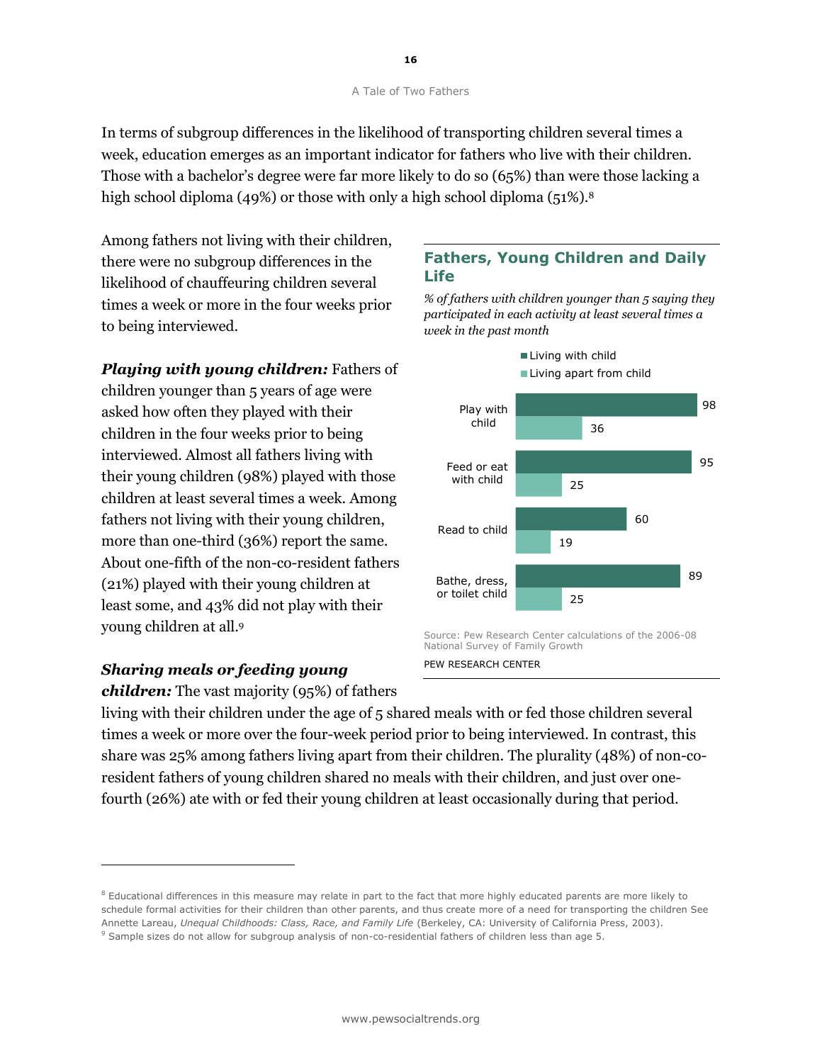In terms of subgroup differences in the likelihood of transporting children several times a week, education emerges as an important indicator for fathers who live with their children. Those with a bachelor's degree were far more likely to do so (65%) than were those lacking a high school diploma (49%) or those with only a high school diploma (51%).[8]

Among fathers not living with their children, there were no subgroup differences in the likelihood of chauffeuring children several times a week or more in the four weeks prior to being interviewed.

***Playing with young children:*** Fathers of children younger than 5 years of age were asked how often they played with their children in the four weeks prior to being interviewed. Almost all fathers living with their young children (98%) played with those children at least several times a week. Among fathers not living with their young children, more than one-third (36%) report the same. About one-fifth of the non-co-resident fathers (21%) played with their young children at least some, and 43% did not play with their young children at all.[9]

### Fathers, Young Children and Daily Life

*% of fathers with children younger than 5 saying they participated in each activity at least several times a week in the past month*

| | Living with child | Living apart from child |
|---|---|---|
| Play with child | 98 | 36 |
| Feed or eat with child | 95 | 25 |
| Read to child | 60 | 19 |
| Bathe, dress, or toilet child | 89 | 25 |

Source: Pew Research Center calculations of the 2006-08 National Survey of Family Growth

PEW RESEARCH CENTER

***Sharing meals or feeding young children:*** The vast majority (95%) of fathers living with their children under the age of 5 shared meals with or fed those children several times a week or more over the four-week period prior to being interviewed. In contrast, this share was 25% among fathers living apart from their children. The plurality (48%) of non-co-resident fathers of young children shared no meals with their children, and just over one-fourth (26%) ate with or fed their young children at least occasionally during that period.

---

[8] Educational differences in this measure may relate in part to the fact that more highly educated parents are more likely to schedule formal activities for their children than other parents, and thus create more of a need for transporting the children See Annette Lareau, *Unequal Childhoods: Class, Race, and Family Life* (Berkeley, CA: University of California Press, 2003).

[9] Sample sizes do not allow for subgroup analysis of non-co-residential fathers of children less than age 5.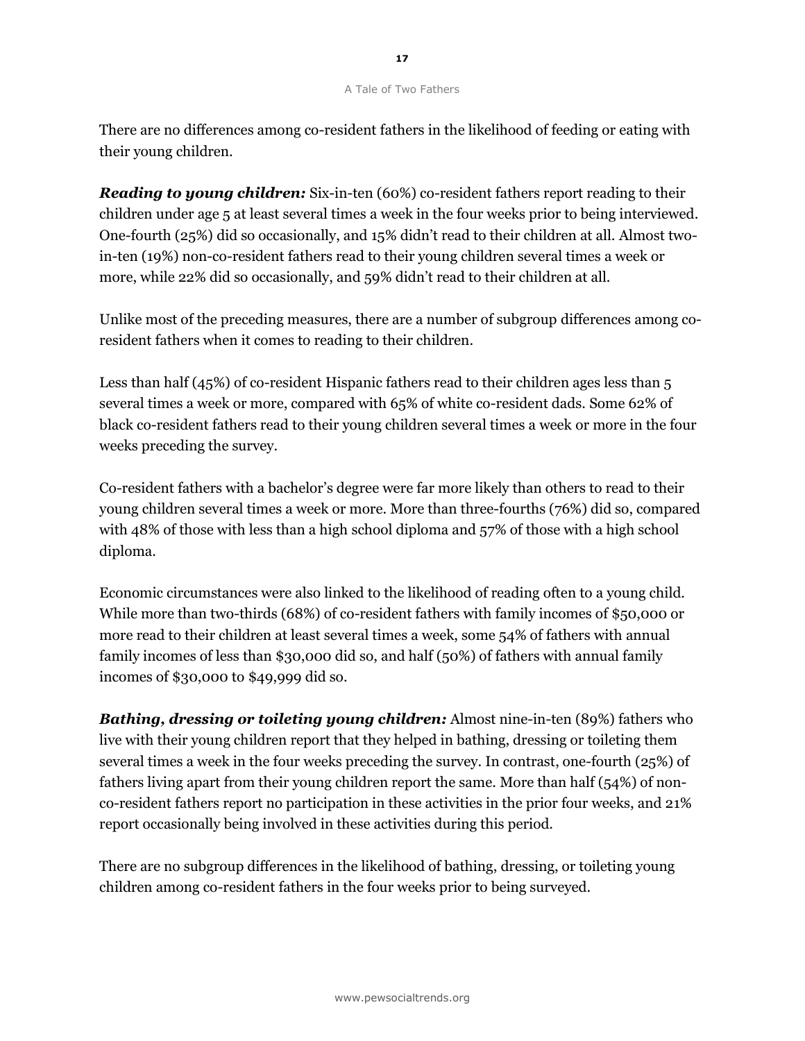There are no differences among co-resident fathers in the likelihood of feeding or eating with their young children.

***Reading to young children:*** Six-in-ten (60%) co-resident fathers report reading to their children under age 5 at least several times a week in the four weeks prior to being interviewed. One-fourth (25%) did so occasionally, and 15% didn't read to their children at all. Almost two-in-ten (19%) non-co-resident fathers read to their young children several times a week or more, while 22% did so occasionally, and 59% didn't read to their children at all.

Unlike most of the preceding measures, there are a number of subgroup differences among co-resident fathers when it comes to reading to their children.

Less than half (45%) of co-resident Hispanic fathers read to their children ages less than 5 several times a week or more, compared with 65% of white co-resident dads. Some 62% of black co-resident fathers read to their young children several times a week or more in the four weeks preceding the survey.

Co-resident fathers with a bachelor's degree were far more likely than others to read to their young children several times a week or more. More than three-fourths (76%) did so, compared with 48% of those with less than a high school diploma and 57% of those with a high school diploma.

Economic circumstances were also linked to the likelihood of reading often to a young child. While more than two-thirds (68%) of co-resident fathers with family incomes of $50,000 or more read to their children at least several times a week, some 54% of fathers with annual family incomes of less than $30,000 did so, and half (50%) of fathers with annual family incomes of $30,000 to $49,999 did so.

***Bathing, dressing or toileting young children:*** Almost nine-in-ten (89%) fathers who live with their young children report that they helped in bathing, dressing or toileting them several times a week in the four weeks preceding the survey. In contrast, one-fourth (25%) of fathers living apart from their young children report the same. More than half (54%) of non-co-resident fathers report no participation in these activities in the prior four weeks, and 21% report occasionally being involved in these activities during this period.

There are no subgroup differences in the likelihood of bathing, dressing, or toileting young children among co-resident fathers in the four weeks prior to being surveyed.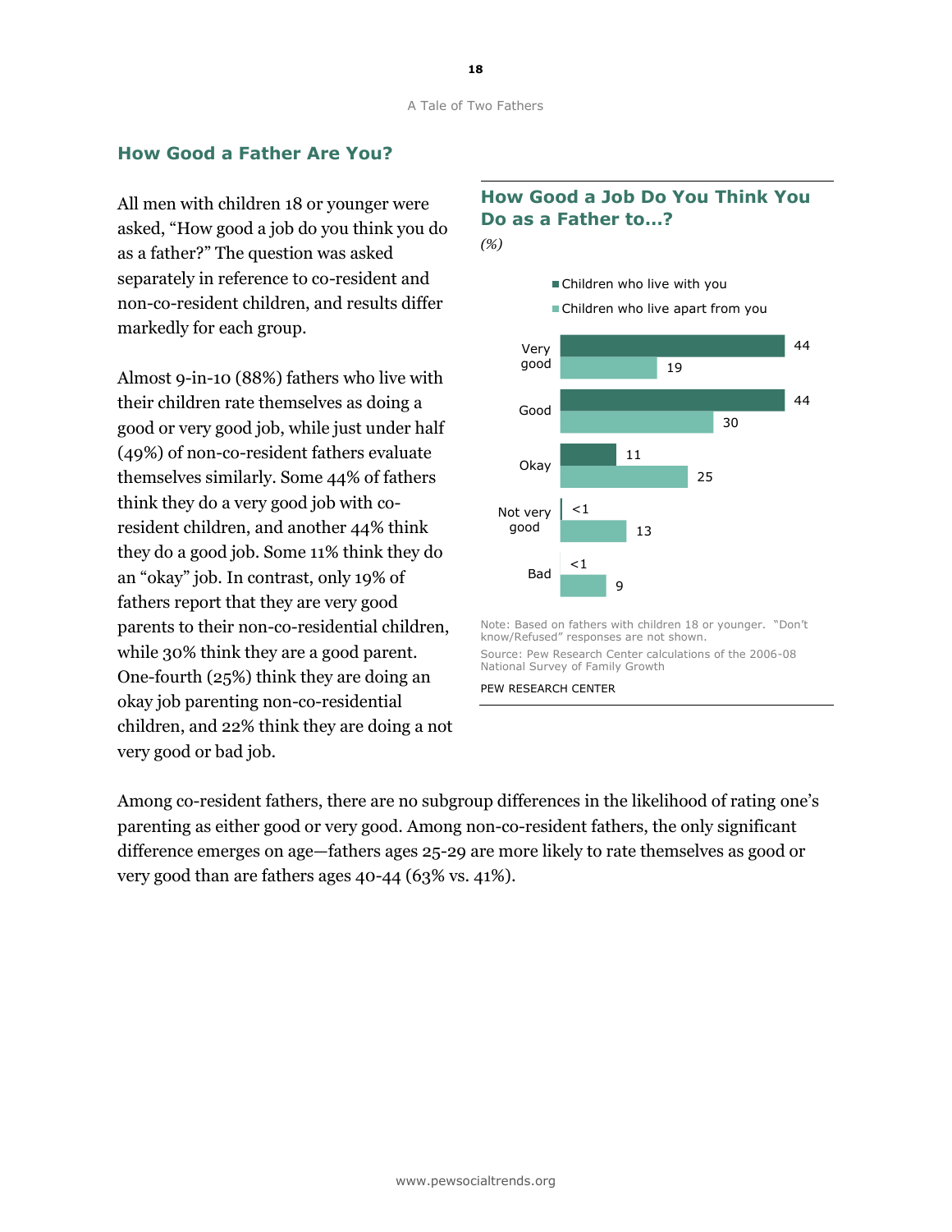## How Good a Father Are You?

All men with children 18 or younger were asked, “How good a job do you think you do as a father?” The question was asked separately in reference to co-resident and non-co-resident children, and results differ markedly for each group.

Almost 9-in-10 (88%) fathers who live with their children rate themselves as doing a good or very good job, while just under half (49%) of non-co-resident fathers evaluate themselves similarly. Some 44% of fathers think they do a very good job with co-resident children, and another 44% think they do a good job. Some 11% think they do an “okay” job. In contrast, only 19% of fathers report that they are very good parents to their non-co-residential children, while 30% think they are a good parent. One-fourth (25%) think they are doing an okay job parenting non-co-residential children, and 22% think they are doing a not very good or bad job.

### How Good a Job Do You Think You Do as a Father to…?

*(%)*

| | Children who live with you | Children who live apart from you |
|---|---|---|
| Very good | 44 | 19 |
| Good | 44 | 30 |
| Okay | 11 | 25 |
| Not very good | <1 | 13 |
| Bad | <1 | 9 |

Note: Based on fathers with children 18 or younger. “Don’t know/Refused” responses are not shown.

Source: Pew Research Center calculations of the 2006-08 National Survey of Family Growth

PEW RESEARCH CENTER

Among co-resident fathers, there are no subgroup differences in the likelihood of rating one’s parenting as either good or very good. Among non-co-resident fathers, the only significant difference emerges on age—fathers ages 25-29 are more likely to rate themselves as good or very good than are fathers ages 40-44 (63% vs. 41%).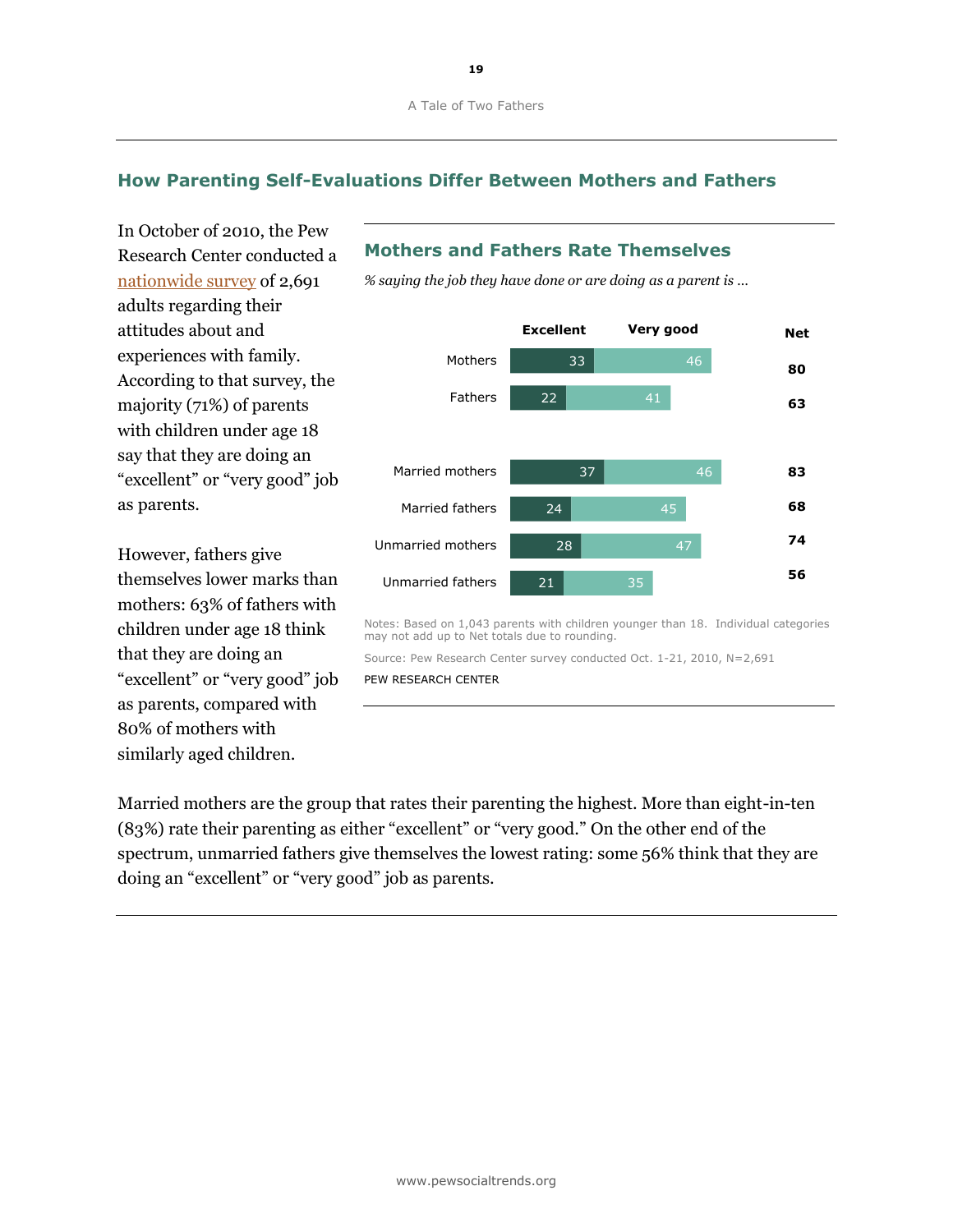## How Parenting Self-Evaluations Differ Between Mothers and Fathers

In October of 2010, the Pew Research Center conducted a nationwide survey of 2,691 adults regarding their attitudes about and experiences with family. According to that survey, the majority (71%) of parents with children under age 18 say that they are doing an "excellent" or "very good" job as parents.

However, fathers give themselves lower marks than mothers: 63% of fathers with children under age 18 think that they are doing an "excellent" or "very good" job as parents, compared with 80% of mothers with similarly aged children.

### Mothers and Fathers Rate Themselves

*% saying the job they have done or are doing as a parent is ...*

| | Excellent | Very good | Net |
|---|---|---|---|
| Mothers | 33 | 46 | 80 |
| Fathers | 22 | 41 | 63 |
| Married mothers | 37 | 46 | 83 |
| Married fathers | 24 | 45 | 68 |
| Unmarried mothers | 28 | 47 | 74 |
| Unmarried fathers | 21 | 35 | 56 |

Notes: Based on 1,043 parents with children younger than 18. Individual categories may not add up to Net totals due to rounding.

Source: Pew Research Center survey conducted Oct. 1-21, 2010, N=2,691

PEW RESEARCH CENTER

Married mothers are the group that rates their parenting the highest. More than eight-in-ten (83%) rate their parenting as either "excellent" or "very good." On the other end of the spectrum, unmarried fathers give themselves the lowest rating: some 56% think that they are doing an "excellent" or "very good" job as parents.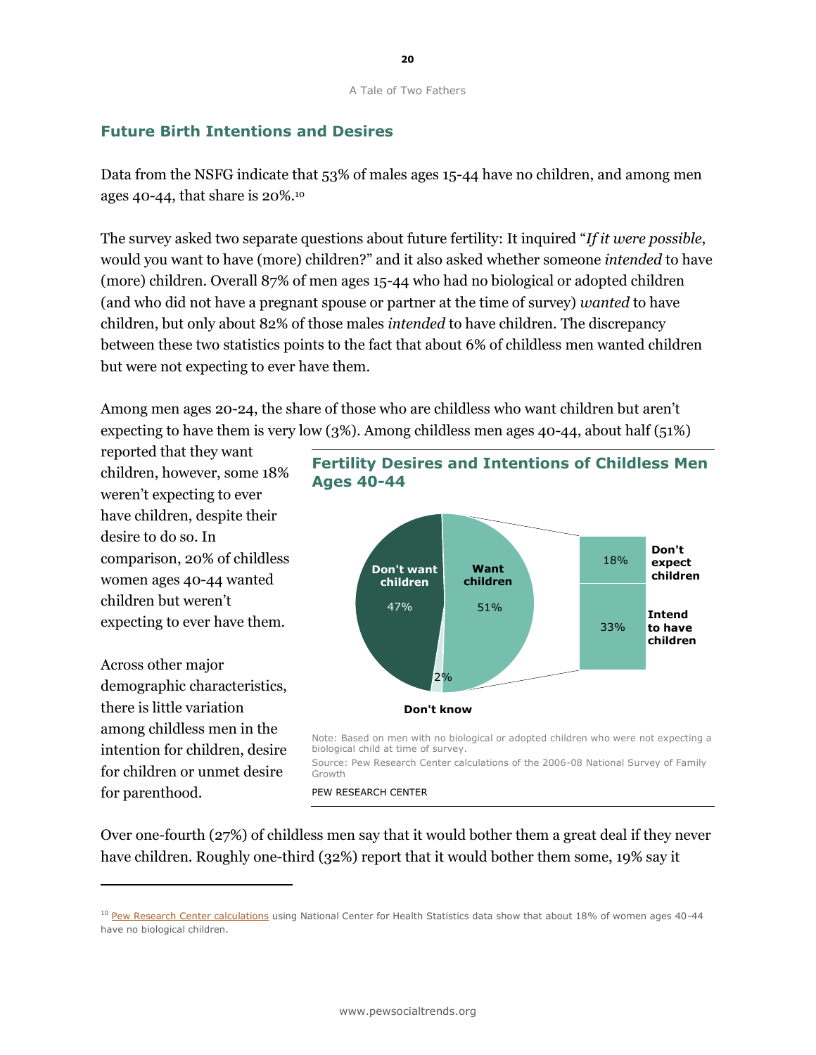## Future Birth Intentions and Desires

Data from the NSFG indicate that 53% of males ages 15-44 have no children, and among men ages 40-44, that share is 20%.[10]

The survey asked two separate questions about future fertility: It inquired "*If it were possible*, would you want to have (more) children?" and it also asked whether someone *intended* to have (more) children. Overall 87% of men ages 15-44 who had no biological or adopted children (and who did not have a pregnant spouse or partner at the time of survey) *wanted* to have children, but only about 82% of those males *intended* to have children. The discrepancy between these two statistics points to the fact that about 6% of childless men wanted children but were not expecting to ever have them.

Among men ages 20-24, the share of those who are childless who want children but aren't expecting to have them is very low (3%). Among childless men ages 40-44, about half (51%) reported that they want children, however, some 18% weren't expecting to ever have children, despite their desire to do so. In comparison, 20% of childless women ages 40-44 wanted children but weren't expecting to ever have them.

Across other major demographic characteristics, there is little variation among childless men in the intention for children, desire for children or unmet desire for parenthood.

**Fertility Desires and Intentions of Childless Men Ages 40-44**

| Category | Share |
|---|---|
| Don't want children | 47% |
| Want children | 51% |
| — Don't expect children | 18% |
| — Intend to have children | 33% |
| Don't know | 2% |

Note: Based on men with no biological or adopted children who were not expecting a biological child at time of survey.

Source: Pew Research Center calculations of the 2006-08 National Survey of Family Growth

PEW RESEARCH CENTER

Over one-fourth (27%) of childless men say that it would bother them a great deal if they never have children. Roughly one-third (32%) report that it would bother them some, 19% say it

[10] Pew Research Center calculations using National Center for Health Statistics data show that about 18% of women ages 40-44 have no biological children.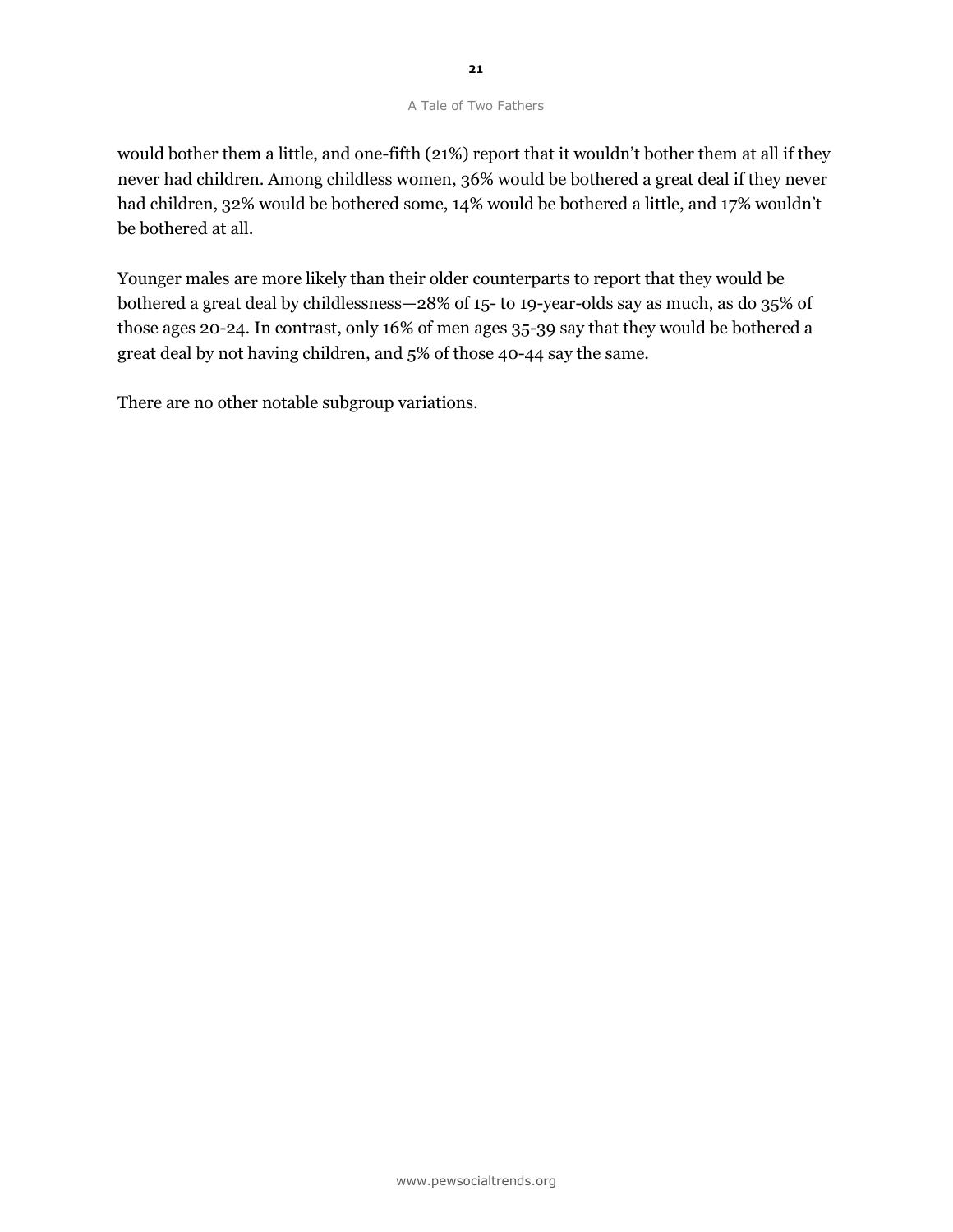would bother them a little, and one-fifth (21%) report that it wouldn't bother them at all if they never had children. Among childless women, 36% would be bothered a great deal if they never had children, 32% would be bothered some, 14% would be bothered a little, and 17% wouldn't be bothered at all.

Younger males are more likely than their older counterparts to report that they would be bothered a great deal by childlessness—28% of 15- to 19-year-olds say as much, as do 35% of those ages 20-24. In contrast, only 16% of men ages 35-39 say that they would be bothered a great deal by not having children, and 5% of those 40-44 say the same.

There are no other notable subgroup variations.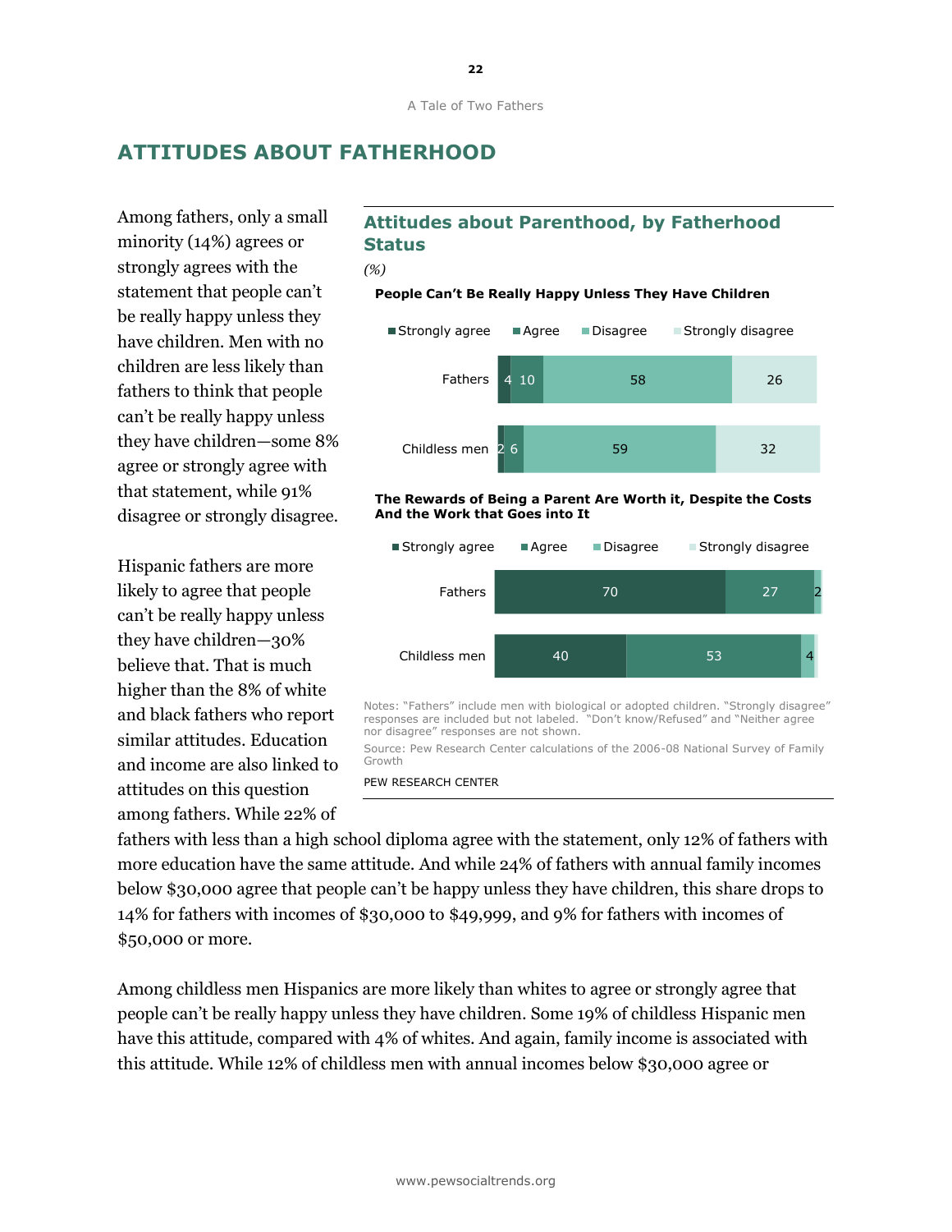## ATTITUDES ABOUT FATHERHOOD

Among fathers, only a small minority (14%) agrees or strongly agrees with the statement that people can't be really happy unless they have children. Men with no children are less likely than fathers to think that people can't be really happy unless they have children—some 8% agree or strongly agree with that statement, while 91% disagree or strongly disagree.

Hispanic fathers are more likely to agree that people can't be really happy unless they have children—30% believe that. That is much higher than the 8% of white and black fathers who report similar attitudes. Education and income are also linked to attitudes on this question among fathers. While 22% of fathers with less than a high school diploma agree with the statement, only 12% of fathers with more education have the same attitude. And while 24% of fathers with annual family incomes below $30,000 agree that people can't be happy unless they have children, this share drops to 14% for fathers with incomes of $30,000 to $49,999, and 9% for fathers with incomes of $50,000 or more.

### Attitudes about Parenthood, by Fatherhood Status

*(%)*

**People Can't Be Really Happy Unless They Have Children**

| | Strongly agree | Agree | Disagree | Strongly disagree |
|---|---|---|---|---|
| Fathers | 4 | 10 | 58 | 26 |
| Childless men | 2 | 6 | 59 | 32 |

**The Rewards of Being a Parent Are Worth it, Despite the Costs And the Work that Goes into It**

| | Strongly agree | Agree | Disagree | Strongly disagree |
|---|---|---|---|---|
| Fathers | 70 | 27 | 2 | |
| Childless men | 40 | 53 | 4 | |

Notes: "Fathers" include men with biological or adopted children. "Strongly disagree" responses are included but not labeled. "Don't know/Refused" and "Neither agree nor disagree" responses are not shown.

Source: Pew Research Center calculations of the 2006-08 National Survey of Family Growth

PEW RESEARCH CENTER

Among childless men Hispanics are more likely than whites to agree or strongly agree that people can't be really happy unless they have children. Some 19% of childless Hispanic men have this attitude, compared with 4% of whites. And again, family income is associated with this attitude. While 12% of childless men with annual incomes below $30,000 agree or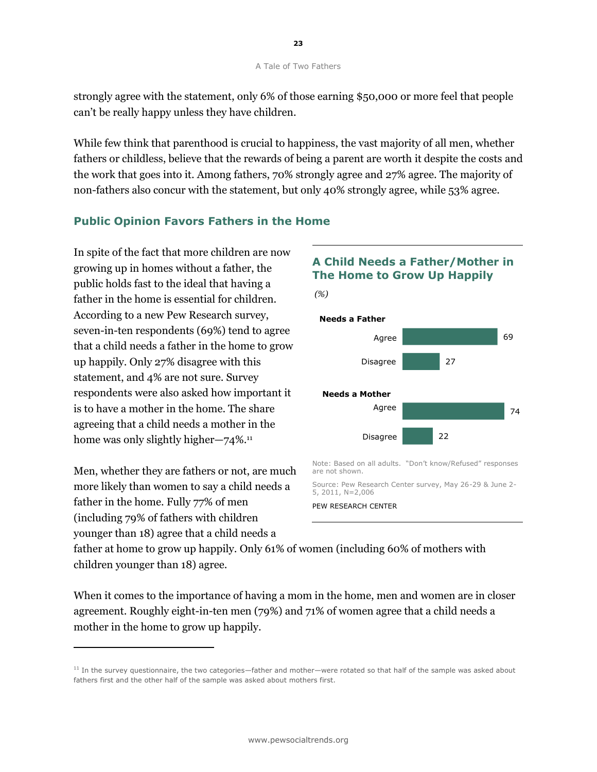strongly agree with the statement, only 6% of those earning $50,000 or more feel that people can't be really happy unless they have children.

While few think that parenthood is crucial to happiness, the vast majority of all men, whether fathers or childless, believe that the rewards of being a parent are worth it despite the costs and the work that goes into it. Among fathers, 70% strongly agree and 27% agree. The majority of non-fathers also concur with the statement, but only 40% strongly agree, while 53% agree.

### Public Opinion Favors Fathers in the Home

In spite of the fact that more children are now growing up in homes without a father, the public holds fast to the ideal that having a father in the home is essential for children. According to a new Pew Research survey, seven-in-ten respondents (69%) tend to agree that a child needs a father in the home to grow up happily. Only 27% disagree with this statement, and 4% are not sure. Survey respondents were also asked how important it is to have a mother in the home. The share agreeing that a child needs a mother in the home was only slightly higher—74%.[11]

**A Child Needs a Father/Mother in The Home to Grow Up Happily**

*(%)*

| | % |
|---|---|
| **Needs a Father** | |
| Agree | 69 |
| Disagree | 27 |
| **Needs a Mother** | |
| Agree | 74 |
| Disagree | 22 |

Note: Based on all adults. "Don't know/Refused" responses are not shown.

Source: Pew Research Center survey, May 26-29 & June 2-5, 2011, N=2,006

PEW RESEARCH CENTER

Men, whether they are fathers or not, are much more likely than women to say a child needs a father in the home. Fully 77% of men (including 79% of fathers with children younger than 18) agree that a child needs a father at home to grow up happily. Only 61% of women (including 60% of mothers with children younger than 18) agree.

When it comes to the importance of having a mom in the home, men and women are in closer agreement. Roughly eight-in-ten men (79%) and 71% of women agree that a child needs a mother in the home to grow up happily.

---

[11] In the survey questionnaire, the two categories—father and mother—were rotated so that half of the sample was asked about fathers first and the other half of the sample was asked about mothers first.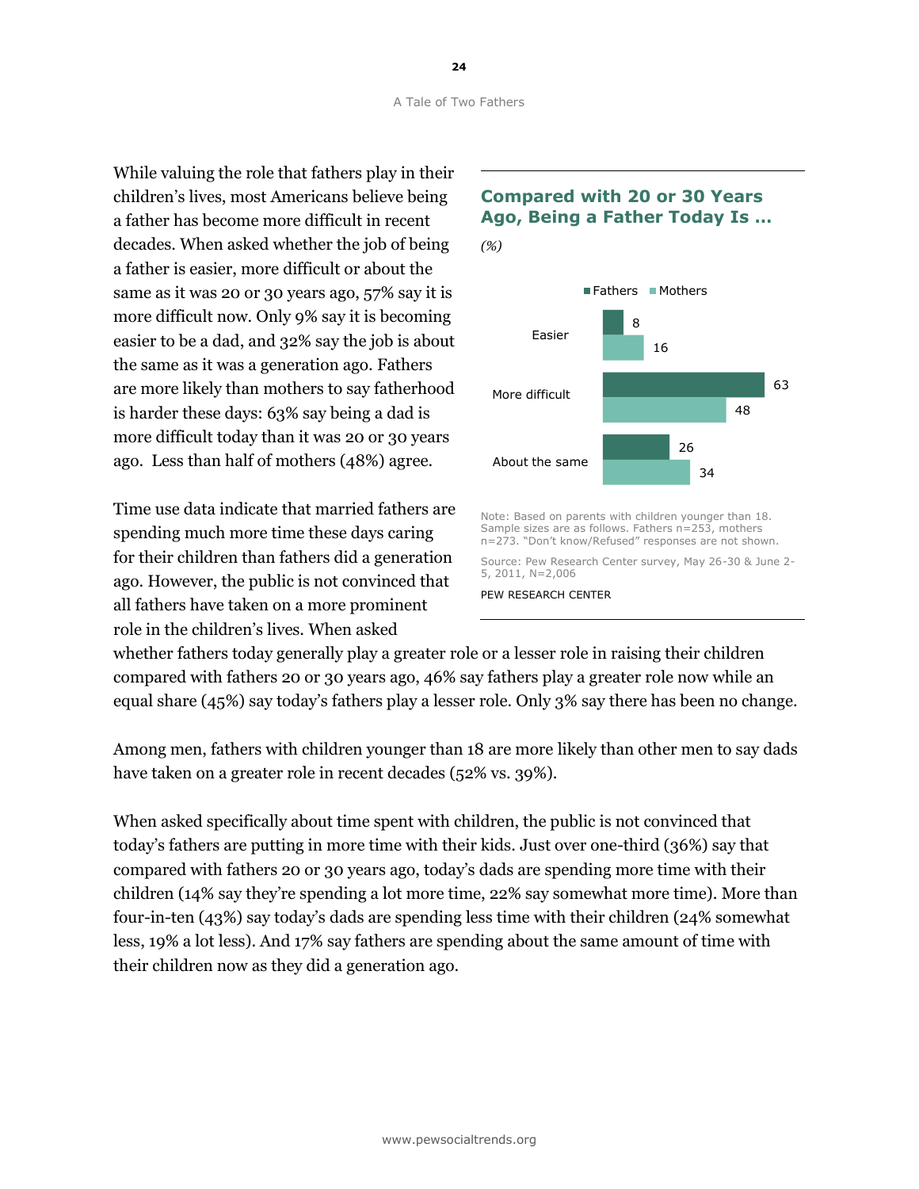While valuing the role that fathers play in their children's lives, most Americans believe being a father has become more difficult in recent decades. When asked whether the job of being a father is easier, more difficult or about the same as it was 20 or 30 years ago, 57% say it is more difficult now. Only 9% say it is becoming easier to be a dad, and 32% say the job is about the same as it was a generation ago. Fathers are more likely than mothers to say fatherhood is harder these days: 63% say being a dad is more difficult today than it was 20 or 30 years ago. Less than half of mothers (48%) agree.

### Compared with 20 or 30 Years Ago, Being a Father Today Is …

*(%)*

| | Fathers | Mothers |
|---|---|---|
| Easier | 8 | 16 |
| More difficult | 63 | 48 |
| About the same | 26 | 34 |

Note: Based on parents with children younger than 18. Sample sizes are as follows. Fathers n=253, mothers n=273. "Don't know/Refused" responses are not shown.

Source: Pew Research Center survey, May 26-30 & June 2-5, 2011, N=2,006

PEW RESEARCH CENTER

Time use data indicate that married fathers are spending much more time these days caring for their children than fathers did a generation ago. However, the public is not convinced that all fathers have taken on a more prominent role in the children's lives. When asked whether fathers today generally play a greater role or a lesser role in raising their children compared with fathers 20 or 30 years ago, 46% say fathers play a greater role now while an equal share (45%) say today's fathers play a lesser role. Only 3% say there has been no change.

Among men, fathers with children younger than 18 are more likely than other men to say dads have taken on a greater role in recent decades (52% vs. 39%).

When asked specifically about time spent with children, the public is not convinced that today's fathers are putting in more time with their kids. Just over one-third (36%) say that compared with fathers 20 or 30 years ago, today's dads are spending more time with their children (14% say they're spending a lot more time, 22% say somewhat more time). More than four-in-ten (43%) say today's dads are spending less time with their children (24% somewhat less, 19% a lot less). And 17% say fathers are spending about the same amount of time with their children now as they did a generation ago.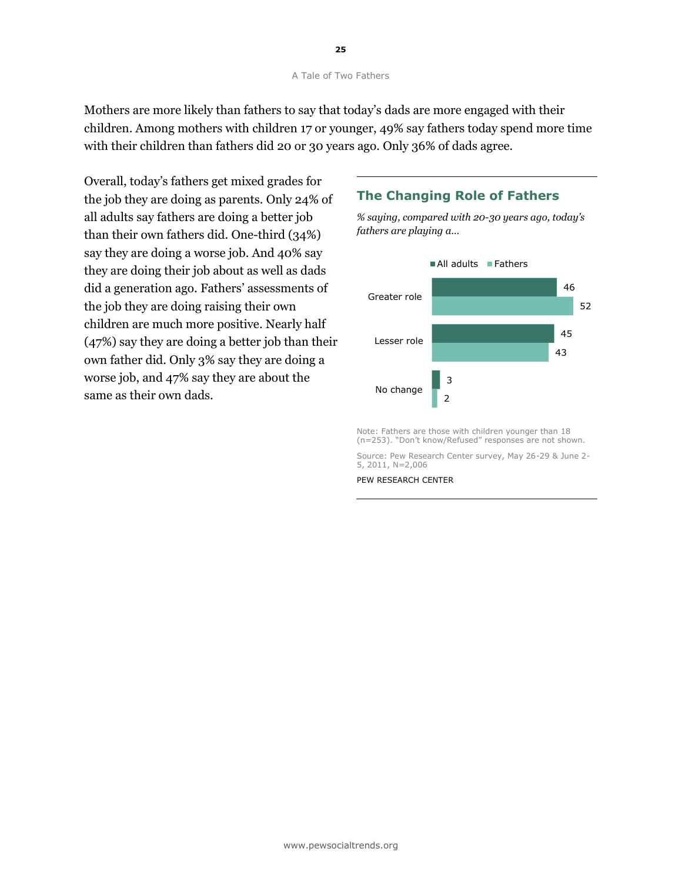Mothers are more likely than fathers to say that today's dads are more engaged with their children. Among mothers with children 17 or younger, 49% say fathers today spend more time with their children than fathers did 20 or 30 years ago. Only 36% of dads agree.

Overall, today's fathers get mixed grades for the job they are doing as parents. Only 24% of all adults say fathers are doing a better job than their own fathers did. One-third (34%) say they are doing a worse job. And 40% say they are doing their job about as well as dads did a generation ago. Fathers' assessments of the job they are doing raising their own children are much more positive. Nearly half (47%) say they are doing a better job than their own father did. Only 3% say they are doing a worse job, and 47% say they are about the same as their own dads.

### The Changing Role of Fathers

*% saying, compared with 20-30 years ago, today's fathers are playing a…*

| | All adults | Fathers |
|---|---|---|
| Greater role | 46 | 52 |
| Lesser role | 45 | 43 |
| No change | 3 | 2 |

Note: Fathers are those with children younger than 18 (n=253). "Don't know/Refused" responses are not shown.

Source: Pew Research Center survey, May 26-29 & June 2-5, 2011, N=2,006

PEW RESEARCH CENTER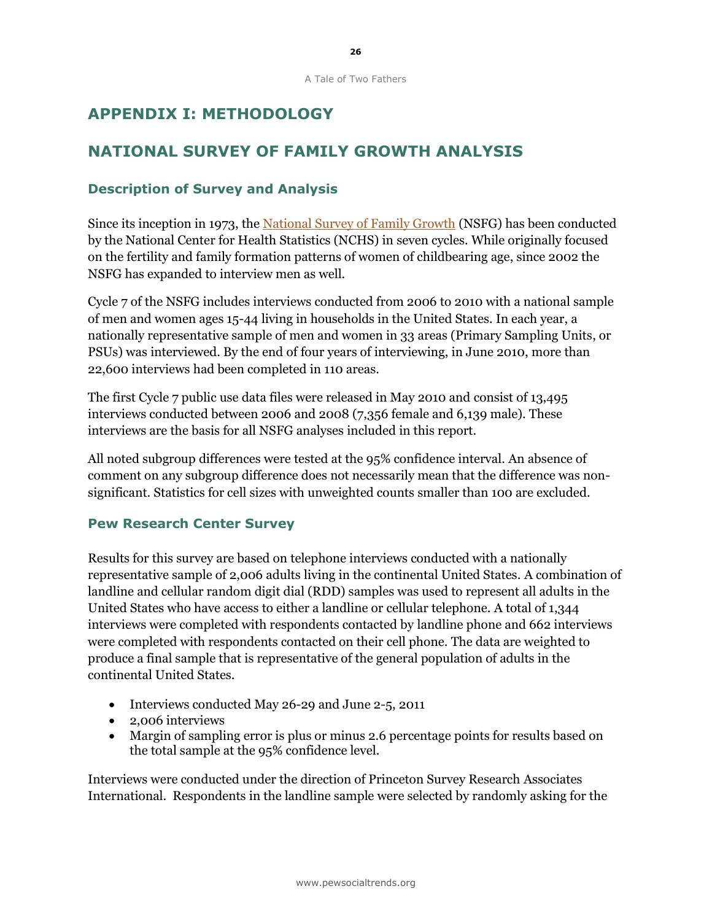# APPENDIX I: METHODOLOGY

# NATIONAL SURVEY OF FAMILY GROWTH ANALYSIS

### Description of Survey and Analysis

Since its inception in 1973, the National Survey of Family Growth (NSFG) has been conducted by the National Center for Health Statistics (NCHS) in seven cycles. While originally focused on the fertility and family formation patterns of women of childbearing age, since 2002 the NSFG has expanded to interview men as well.

Cycle 7 of the NSFG includes interviews conducted from 2006 to 2010 with a national sample of men and women ages 15-44 living in households in the United States. In each year, a nationally representative sample of men and women in 33 areas (Primary Sampling Units, or PSUs) was interviewed. By the end of four years of interviewing, in June 2010, more than 22,600 interviews had been completed in 110 areas.

The first Cycle 7 public use data files were released in May 2010 and consist of 13,495 interviews conducted between 2006 and 2008 (7,356 female and 6,139 male). These interviews are the basis for all NSFG analyses included in this report.

All noted subgroup differences were tested at the 95% confidence interval. An absence of comment on any subgroup difference does not necessarily mean that the difference was non-significant. Statistics for cell sizes with unweighted counts smaller than 100 are excluded.

### Pew Research Center Survey

Results for this survey are based on telephone interviews conducted with a nationally representative sample of 2,006 adults living in the continental United States. A combination of landline and cellular random digit dial (RDD) samples was used to represent all adults in the United States who have access to either a landline or cellular telephone. A total of 1,344 interviews were completed with respondents contacted by landline phone and 662 interviews were completed with respondents contacted on their cell phone. The data are weighted to produce a final sample that is representative of the general population of adults in the continental United States.

- Interviews conducted May 26-29 and June 2-5, 2011
- 2,006 interviews
- Margin of sampling error is plus or minus 2.6 percentage points for results based on the total sample at the 95% confidence level.

Interviews were conducted under the direction of Princeton Survey Research Associates International. Respondents in the landline sample were selected by randomly asking for the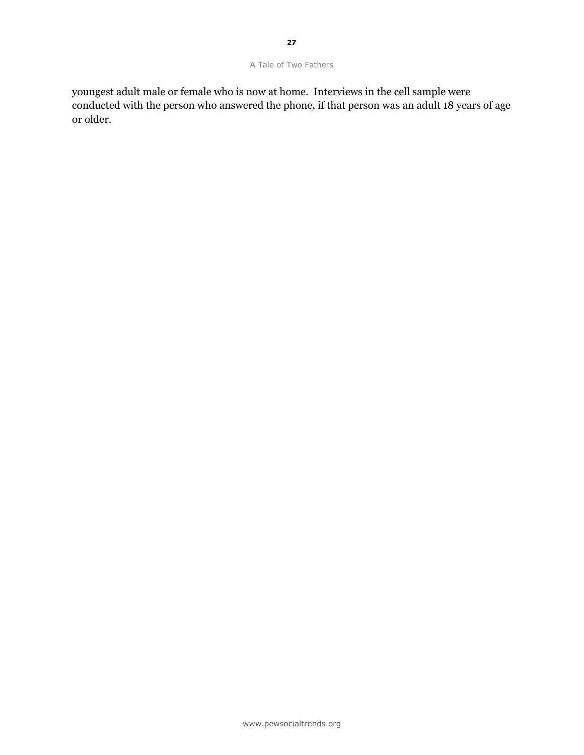youngest adult male or female who is now at home. Interviews in the cell sample were conducted with the person who answered the phone, if that person was an adult 18 years of age or older.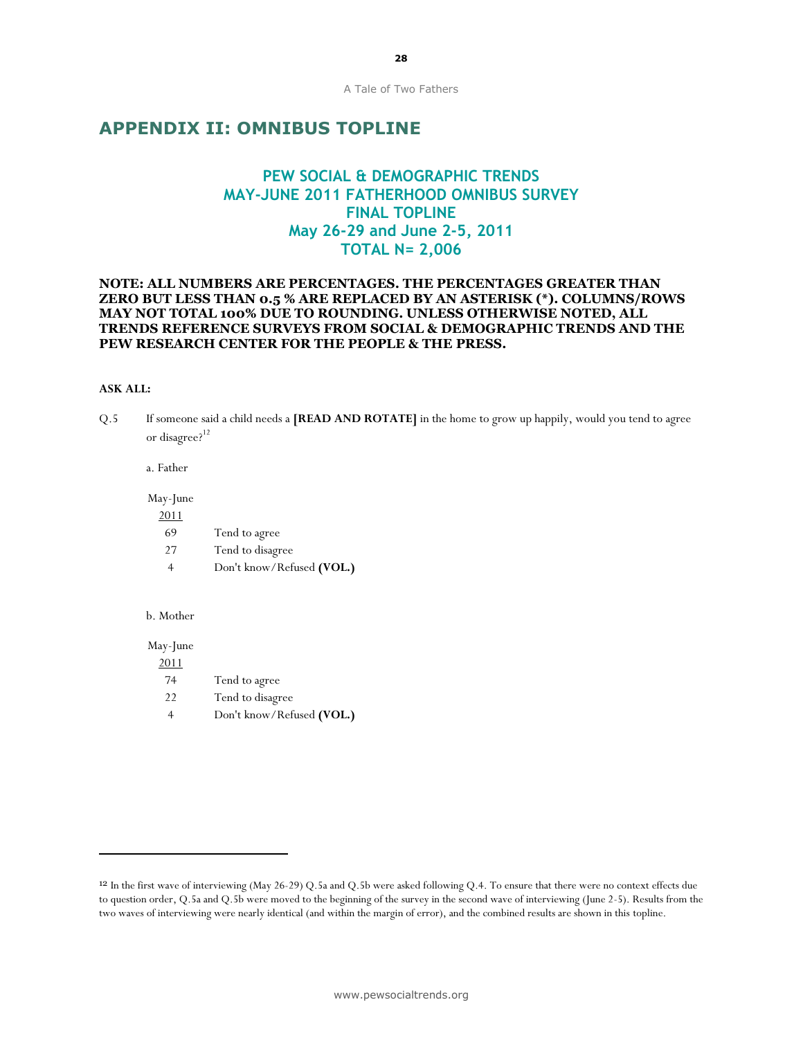# APPENDIX II: OMNIBUS TOPLINE

## PEW SOCIAL & DEMOGRAPHIC TRENDS
## MAY-JUNE 2011 FATHERHOOD OMNIBUS SURVEY
## FINAL TOPLINE
## May 26-29 and June 2-5, 2011
## TOTAL N= 2,006

**NOTE: ALL NUMBERS ARE PERCENTAGES. THE PERCENTAGES GREATER THAN ZERO BUT LESS THAN 0.5 % ARE REPLACED BY AN ASTERISK (*). COLUMNS/ROWS MAY NOT TOTAL 100% DUE TO ROUNDING. UNLESS OTHERWISE NOTED, ALL TRENDS REFERENCE SURVEYS FROM SOCIAL & DEMOGRAPHIC TRENDS AND THE PEW RESEARCH CENTER FOR THE PEOPLE & THE PRESS.**

**ASK ALL:**

Q.5 If someone said a child needs a **[READ AND ROTATE]** in the home to grow up happily, would you tend to agree or disagree?[12]

a. Father

| May-June 2011 | |
|---|---|
| 69 | Tend to agree |
| 27 | Tend to disagree |
| 4 | Don't know/Refused **(VOL.)** |

b. Mother

| May-June 2011 | |
|---|---|
| 74 | Tend to agree |
| 22 | Tend to disagree |
| 4 | Don't know/Refused **(VOL.)** |

---

[12] In the first wave of interviewing (May 26-29) Q.5a and Q.5b were asked following Q.4. To ensure that there were no context effects due to question order, Q.5a and Q.5b were moved to the beginning of the survey in the second wave of interviewing (June 2-5). Results from the two waves of interviewing were nearly identical (and within the margin of error), and the combined results are shown in this topline.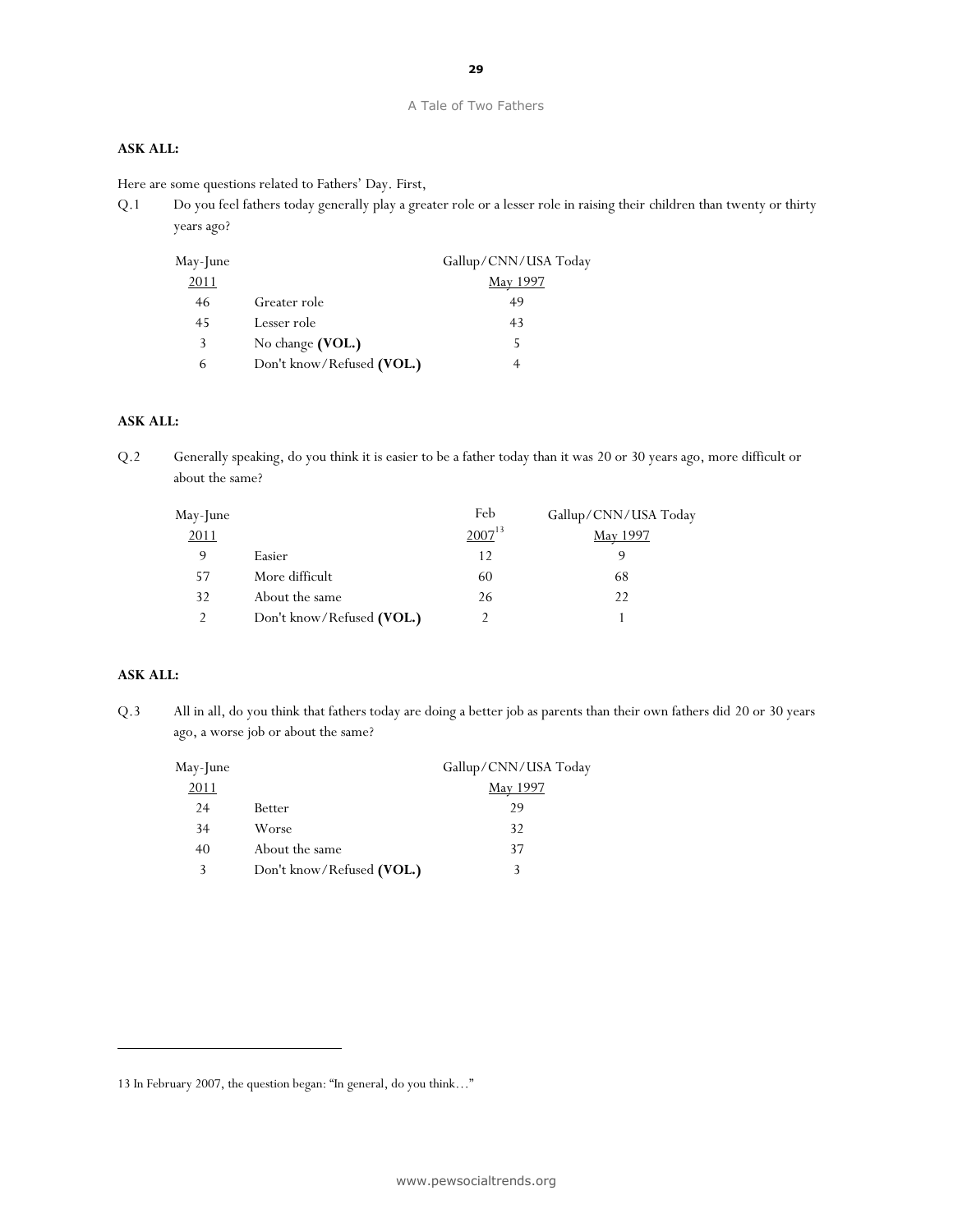**ASK ALL:**

Here are some questions related to Fathers' Day. First,

Q.1 Do you feel fathers today generally play a greater role or a lesser role in raising their children than twenty or thirty years ago?

| May-June 2011 | | Gallup/CNN/USA Today May 1997 |
|---|---|---|
| 46 | Greater role | 49 |
| 45 | Lesser role | 43 |
| 3 | No change **(VOL.)** | 5 |
| 6 | Don't know/Refused **(VOL.)** | 4 |

**ASK ALL:**

Q.2 Generally speaking, do you think it is easier to be a father today than it was 20 or 30 years ago, more difficult or about the same?

| May-June 2011 | | Feb 2007[13] | Gallup/CNN/USA Today May 1997 |
|---|---|---|---|
| 9 | Easier | 12 | 9 |
| 57 | More difficult | 60 | 68 |
| 32 | About the same | 26 | 22 |
| 2 | Don't know/Refused **(VOL.)** | 2 | 1 |

**ASK ALL:**

Q.3 All in all, do you think that fathers today are doing a better job as parents than their own fathers did 20 or 30 years ago, a worse job or about the same?

| May-June 2011 | | Gallup/CNN/USA Today May 1997 |
|---|---|---|
| 24 | Better | 29 |
| 34 | Worse | 32 |
| 40 | About the same | 37 |
| 3 | Don't know/Refused **(VOL.)** | 3 |

13 In February 2007, the question began: "In general, do you think…"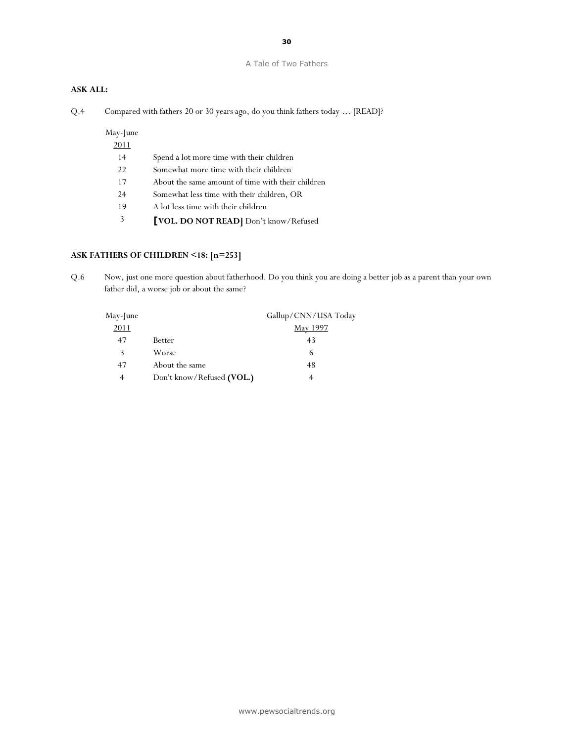**ASK ALL:**

Q.4 Compared with fathers 20 or 30 years ago, do you think fathers today … [READ]?

| May-June 2011 | |
|---|---|
| 14 | Spend a lot more time with their children |
| 22 | Somewhat more time with their children |
| 17 | About the same amount of time with their children |
| 24 | Somewhat less time with their children, OR |
| 19 | A lot less time with their children |
| 3 | **[VOL. DO NOT READ]** Don't know/Refused |

**ASK FATHERS OF CHILDREN <18: [n=253]**

Q.6 Now, just one more question about fatherhood. Do you think you are doing a better job as a parent than your own father did, a worse job or about the same?

| May-June 2011 | | Gallup/CNN/USA Today May 1997 |
|---|---|---|
| 47 | Better | 43 |
| 3 | Worse | 6 |
| 47 | About the same | 48 |
| 4 | Don't know/Refused **(VOL.)** | 4 |